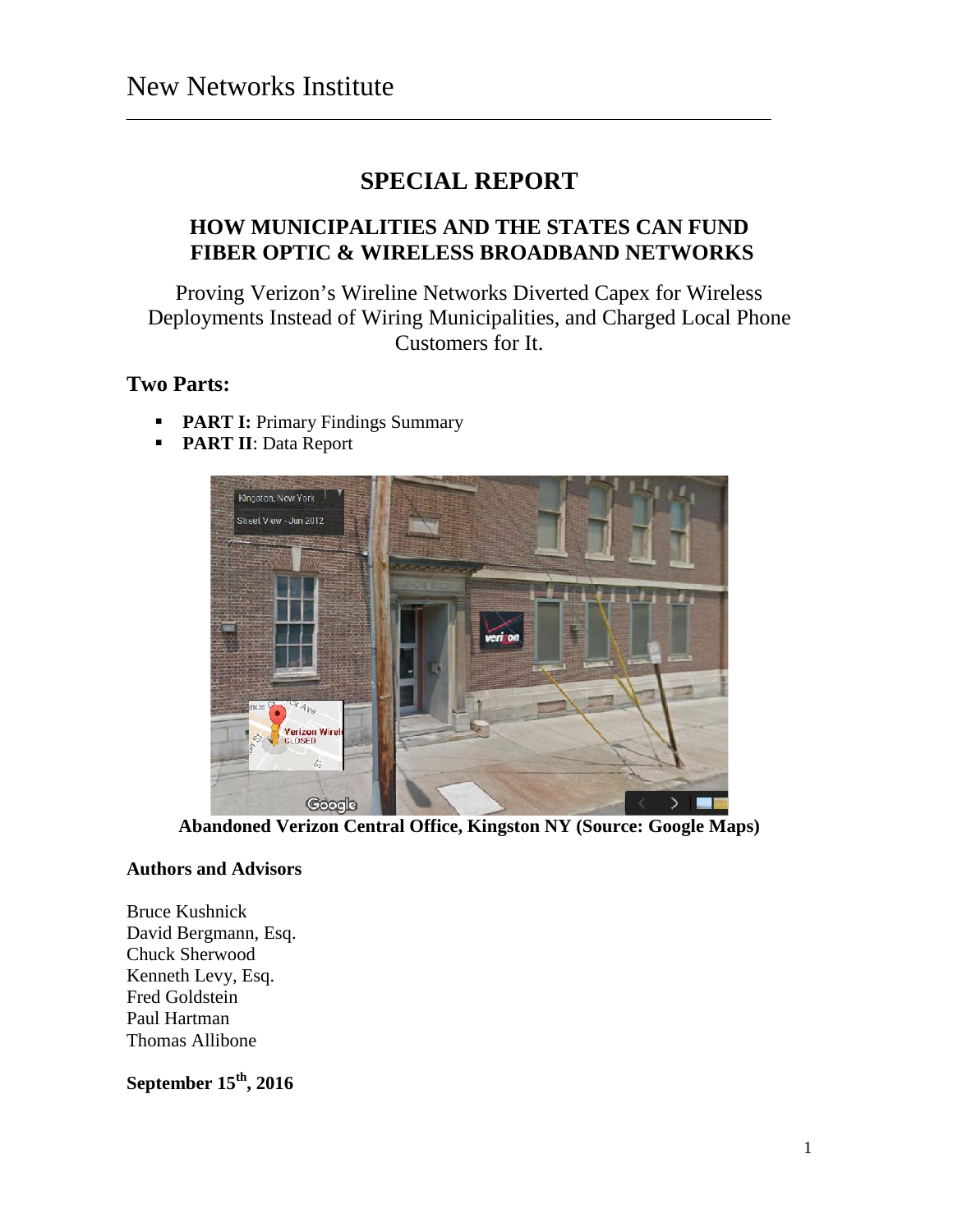# New Networks Institute

## SPECIAL REPORT

### HOW MUNICIPALITIES AND THE STATES CAN FUND FIBER OPTIC & WIRELESS BROADBAND NETWORKS

Proving Verizon's Wireline Networks Diverted Capex for Wireless Deployments Instead of Wiring Municipalities, and Charged Local Phone Customers for It.

### Two Parts:

- **PART I:** Primary Findings Summary
- **PART II**: Data Report

**Abandoned Verizon Central Office, Kingston NY (Source: Google Maps)**

**Authors and Advisors**

Bruce Kushnick
David Bergmann, Esq.
Chuck Sherwood
Kenneth Levy, Esq.
Fred Goldstein
Paul Hartman
Thomas Allibone

**September 15th, 2016**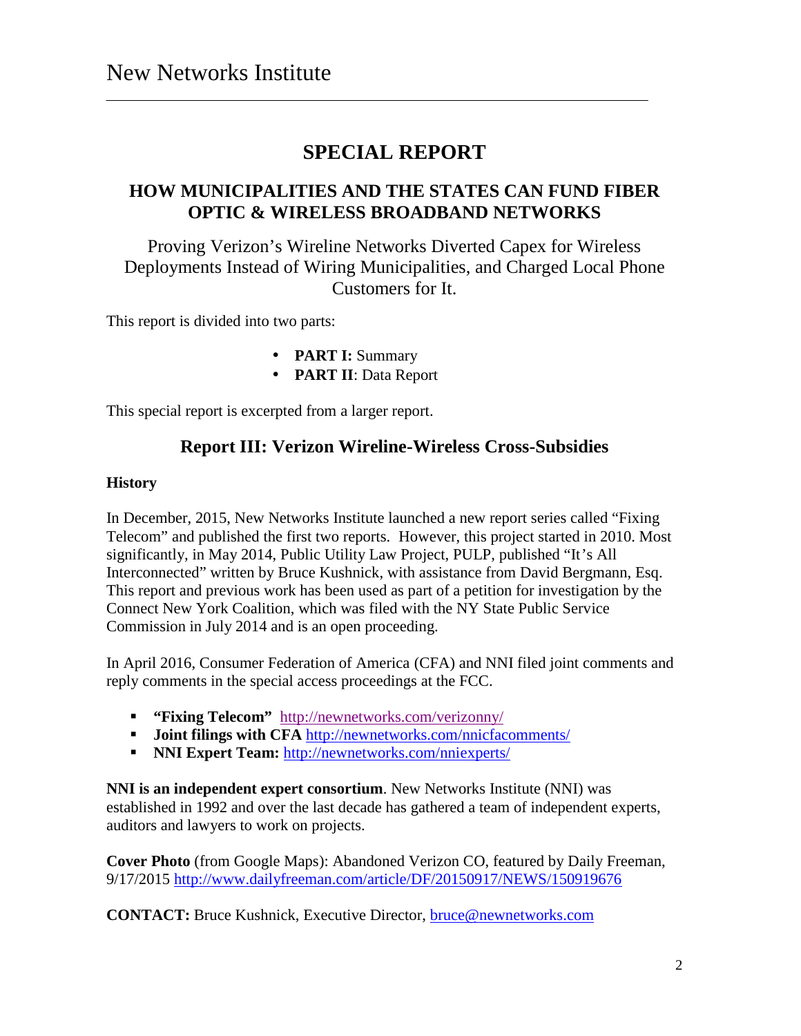New Networks Institute

# SPECIAL REPORT

## HOW MUNICIPALITIES AND THE STATES CAN FUND FIBER OPTIC & WIRELESS BROADBAND NETWORKS

Proving Verizon's Wireline Networks Diverted Capex for Wireless Deployments Instead of Wiring Municipalities, and Charged Local Phone Customers for It.

This report is divided into two parts:

- **PART I:** Summary
- **PART II**: Data Report

This special report is excerpted from a larger report.

## Report III: Verizon Wireline-Wireless Cross-Subsidies

**History**

In December, 2015, New Networks Institute launched a new report series called "Fixing Telecom" and published the first two reports. However, this project started in 2010. Most significantly, in May 2014, Public Utility Law Project, PULP, published "It's All Interconnected" written by Bruce Kushnick, with assistance from David Bergmann, Esq. This report and previous work has been used as part of a petition for investigation by the Connect New York Coalition, which was filed with the NY State Public Service Commission in July 2014 and is an open proceeding.

In April 2016, Consumer Federation of America (CFA) and NNI filed joint comments and reply comments in the special access proceedings at the FCC.

- **"Fixing Telecom"** http://newnetworks.com/verizonny/
- **Joint filings with CFA** http://newnetworks.com/nnicfacomments/
- **NNI Expert Team:** http://newnetworks.com/nniexperts/

**NNI is an independent expert consortium**. New Networks Institute (NNI) was established in 1992 and over the last decade has gathered a team of independent experts, auditors and lawyers to work on projects.

**Cover Photo** (from Google Maps): Abandoned Verizon CO, featured by Daily Freeman, 9/17/2015 http://www.dailyfreeman.com/article/DF/20150917/NEWS/150919676

**CONTACT:** Bruce Kushnick, Executive Director, bruce@newnetworks.com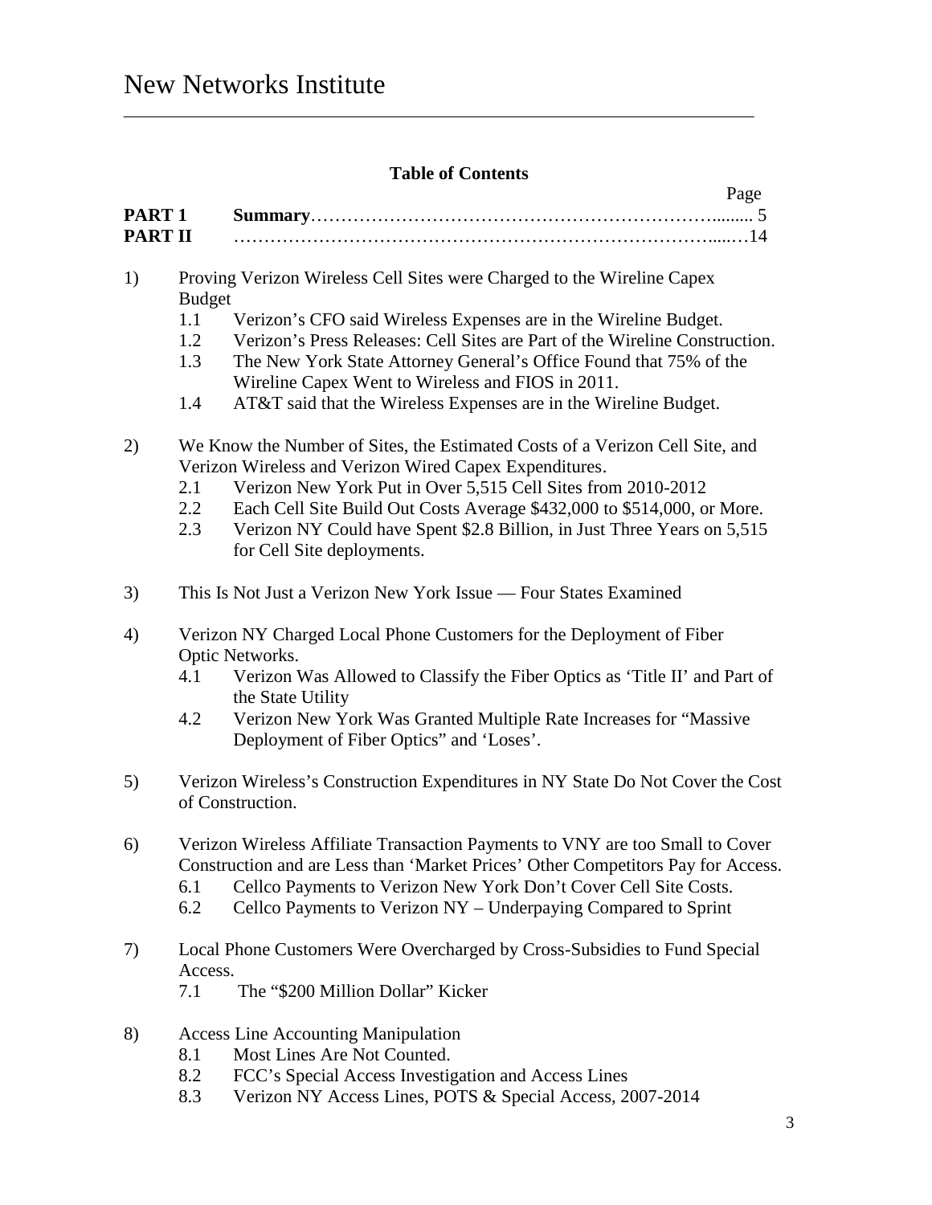# New Networks Institute

## Table of Contents

| | | Page |
|---|---|---|
| **PART 1** | **Summary**……………………………………………………………........ | 5 |
| **PART II** | ……………………………………………………………………....… | 14 |

1) Proving Verizon Wireless Cell Sites were Charged to the Wireline Capex Budget
   - 1.1 Verizon's CFO said Wireless Expenses are in the Wireline Budget.
   - 1.2 Verizon's Press Releases: Cell Sites are Part of the Wireline Construction.
   - 1.3 The New York State Attorney General's Office Found that 75% of the Wireline Capex Went to Wireless and FIOS in 2011.
   - 1.4 AT&T said that the Wireless Expenses are in the Wireline Budget.

2) We Know the Number of Sites, the Estimated Costs of a Verizon Cell Site, and Verizon Wireless and Verizon Wired Capex Expenditures.
   - 2.1 Verizon New York Put in Over 5,515 Cell Sites from 2010-2012
   - 2.2 Each Cell Site Build Out Costs Average $432,000 to $514,000, or More.
   - 2.3 Verizon NY Could have Spent $2.8 Billion, in Just Three Years on 5,515 for Cell Site deployments.

3) This Is Not Just a Verizon New York Issue — Four States Examined

4) Verizon NY Charged Local Phone Customers for the Deployment of Fiber Optic Networks.
   - 4.1 Verizon Was Allowed to Classify the Fiber Optics as 'Title II' and Part of the State Utility
   - 4.2 Verizon New York Was Granted Multiple Rate Increases for "Massive Deployment of Fiber Optics" and 'Loses'.

5) Verizon Wireless's Construction Expenditures in NY State Do Not Cover the Cost of Construction.

6) Verizon Wireless Affiliate Transaction Payments to VNY are too Small to Cover Construction and are Less than 'Market Prices' Other Competitors Pay for Access.
   - 6.1 Cellco Payments to Verizon New York Don't Cover Cell Site Costs.
   - 6.2 Cellco Payments to Verizon NY – Underpaying Compared to Sprint

7) Local Phone Customers Were Overcharged by Cross-Subsidies to Fund Special Access.
   - 7.1 The "$200 Million Dollar" Kicker

8) Access Line Accounting Manipulation
   - 8.1 Most Lines Are Not Counted.
   - 8.2 FCC's Special Access Investigation and Access Lines
   - 8.3 Verizon NY Access Lines, POTS & Special Access, 2007-2014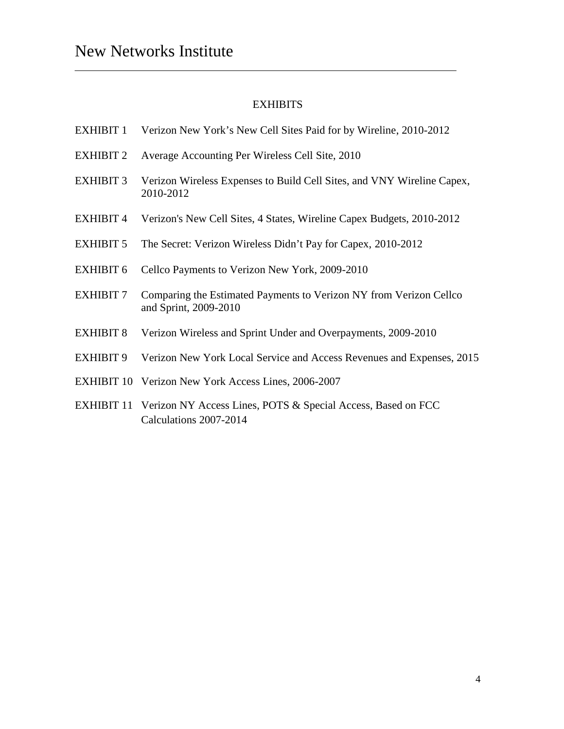## EXHIBITS

| | |
|---|---|
| EXHIBIT 1 | Verizon New York's New Cell Sites Paid for by Wireline, 2010-2012 |
| EXHIBIT 2 | Average Accounting Per Wireless Cell Site, 2010 |
| EXHIBIT 3 | Verizon Wireless Expenses to Build Cell Sites, and VNY Wireline Capex, 2010-2012 |
| EXHIBIT 4 | Verizon's New Cell Sites, 4 States, Wireline Capex Budgets, 2010-2012 |
| EXHIBIT 5 | The Secret: Verizon Wireless Didn't Pay for Capex, 2010-2012 |
| EXHIBIT 6 | Cellco Payments to Verizon New York, 2009-2010 |
| EXHIBIT 7 | Comparing the Estimated Payments to Verizon NY from Verizon Cellco and Sprint, 2009-2010 |
| EXHIBIT 8 | Verizon Wireless and Sprint Under and Overpayments, 2009-2010 |
| EXHIBIT 9 | Verizon New York Local Service and Access Revenues and Expenses, 2015 |
| EXHIBIT 10 | Verizon New York Access Lines, 2006-2007 |
| EXHIBIT 11 | Verizon NY Access Lines, POTS & Special Access, Based on FCC Calculations 2007-2014 |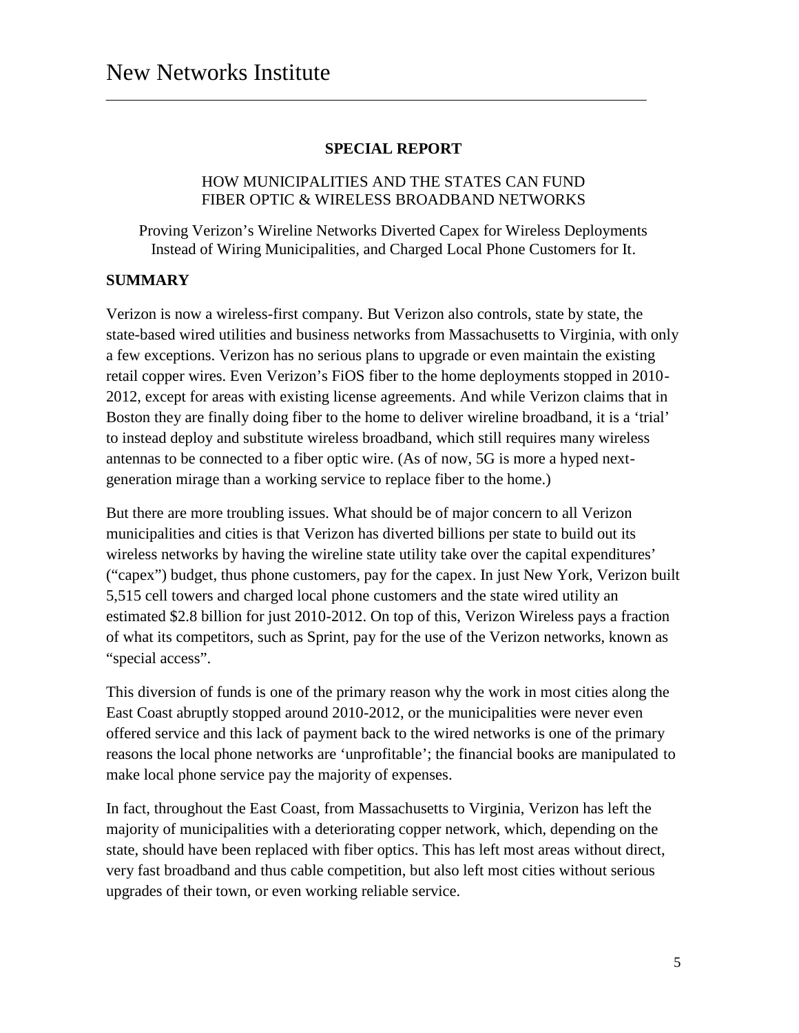New Networks Institute

**SPECIAL REPORT**

HOW MUNICIPALITIES AND THE STATES CAN FUND FIBER OPTIC & WIRELESS BROADBAND NETWORKS

Proving Verizon's Wireline Networks Diverted Capex for Wireless Deployments Instead of Wiring Municipalities, and Charged Local Phone Customers for It.

## SUMMARY

Verizon is now a wireless-first company. But Verizon also controls, state by state, the state-based wired utilities and business networks from Massachusetts to Virginia, with only a few exceptions. Verizon has no serious plans to upgrade or even maintain the existing retail copper wires. Even Verizon's FiOS fiber to the home deployments stopped in 2010-2012, except for areas with existing license agreements. And while Verizon claims that in Boston they are finally doing fiber to the home to deliver wireline broadband, it is a 'trial' to instead deploy and substitute wireless broadband, which still requires many wireless antennas to be connected to a fiber optic wire. (As of now, 5G is more a hyped next-generation mirage than a working service to replace fiber to the home.)

But there are more troubling issues. What should be of major concern to all Verizon municipalities and cities is that Verizon has diverted billions per state to build out its wireless networks by having the wireline state utility take over the capital expenditures' ("capex") budget, thus phone customers, pay for the capex. In just New York, Verizon built 5,515 cell towers and charged local phone customers and the state wired utility an estimated $2.8 billion for just 2010-2012. On top of this, Verizon Wireless pays a fraction of what its competitors, such as Sprint, pay for the use of the Verizon networks, known as "special access".

This diversion of funds is one of the primary reason why the work in most cities along the East Coast abruptly stopped around 2010-2012, or the municipalities were never even offered service and this lack of payment back to the wired networks is one of the primary reasons the local phone networks are 'unprofitable'; the financial books are manipulated to make local phone service pay the majority of expenses.

In fact, throughout the East Coast, from Massachusetts to Virginia, Verizon has left the majority of municipalities with a deteriorating copper network, which, depending on the state, should have been replaced with fiber optics. This has left most areas without direct, very fast broadband and thus cable competition, but also left most cities without serious upgrades of their town, or even working reliable service.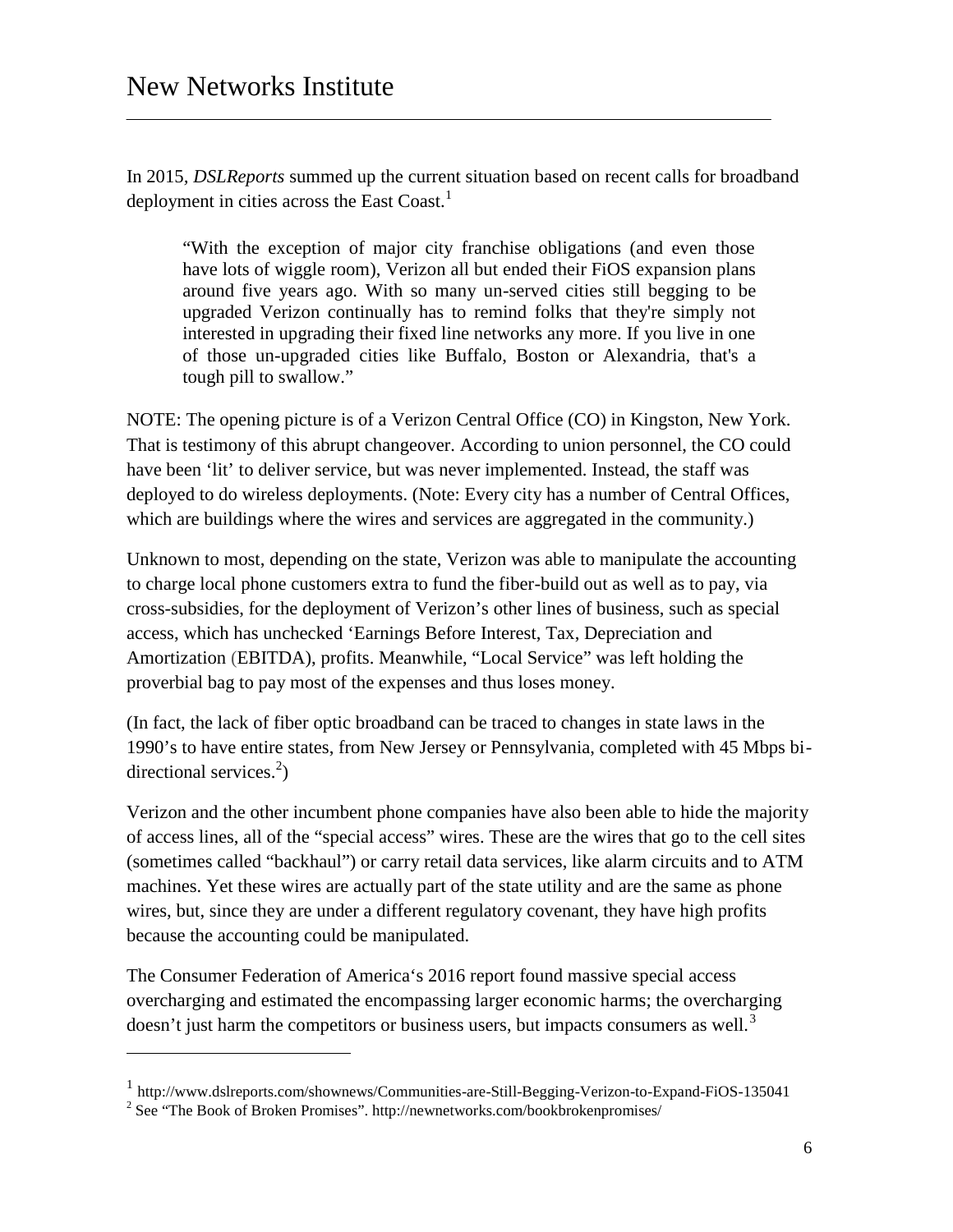In 2015, *DSLReports* summed up the current situation based on recent calls for broadband deployment in cities across the East Coast.[1]

> "With the exception of major city franchise obligations (and even those have lots of wiggle room), Verizon all but ended their FiOS expansion plans around five years ago. With so many un-served cities still begging to be upgraded Verizon continually has to remind folks that they're simply not interested in upgrading their fixed line networks any more. If you live in one of those un-upgraded cities like Buffalo, Boston or Alexandria, that's a tough pill to swallow."

NOTE: The opening picture is of a Verizon Central Office (CO) in Kingston, New York. That is testimony of this abrupt changeover. According to union personnel, the CO could have been 'lit' to deliver service, but was never implemented. Instead, the staff was deployed to do wireless deployments. (Note: Every city has a number of Central Offices, which are buildings where the wires and services are aggregated in the community.)

Unknown to most, depending on the state, Verizon was able to manipulate the accounting to charge local phone customers extra to fund the fiber-build out as well as to pay, via cross-subsidies, for the deployment of Verizon's other lines of business, such as special access, which has unchecked 'Earnings Before Interest, Tax, Depreciation and Amortization (EBITDA), profits. Meanwhile, "Local Service" was left holding the proverbial bag to pay most of the expenses and thus loses money.

(In fact, the lack of fiber optic broadband can be traced to changes in state laws in the 1990's to have entire states, from New Jersey or Pennsylvania, completed with 45 Mbps bi-directional services.[2])

Verizon and the other incumbent phone companies have also been able to hide the majority of access lines, all of the "special access" wires. These are the wires that go to the cell sites (sometimes called "backhaul") or carry retail data services, like alarm circuits and to ATM machines. Yet these wires are actually part of the state utility and are the same as phone wires, but, since they are under a different regulatory covenant, they have high profits because the accounting could be manipulated.

The Consumer Federation of America's 2016 report found massive special access overcharging and estimated the encompassing larger economic harms; the overcharging doesn't just harm the competitors or business users, but impacts consumers as well.[3]

---

[1] http://www.dslreports.com/shownews/Communities-are-Still-Begging-Verizon-to-Expand-FiOS-135041

[2] See "The Book of Broken Promises". http://newnetworks.com/bookbrokenpromises/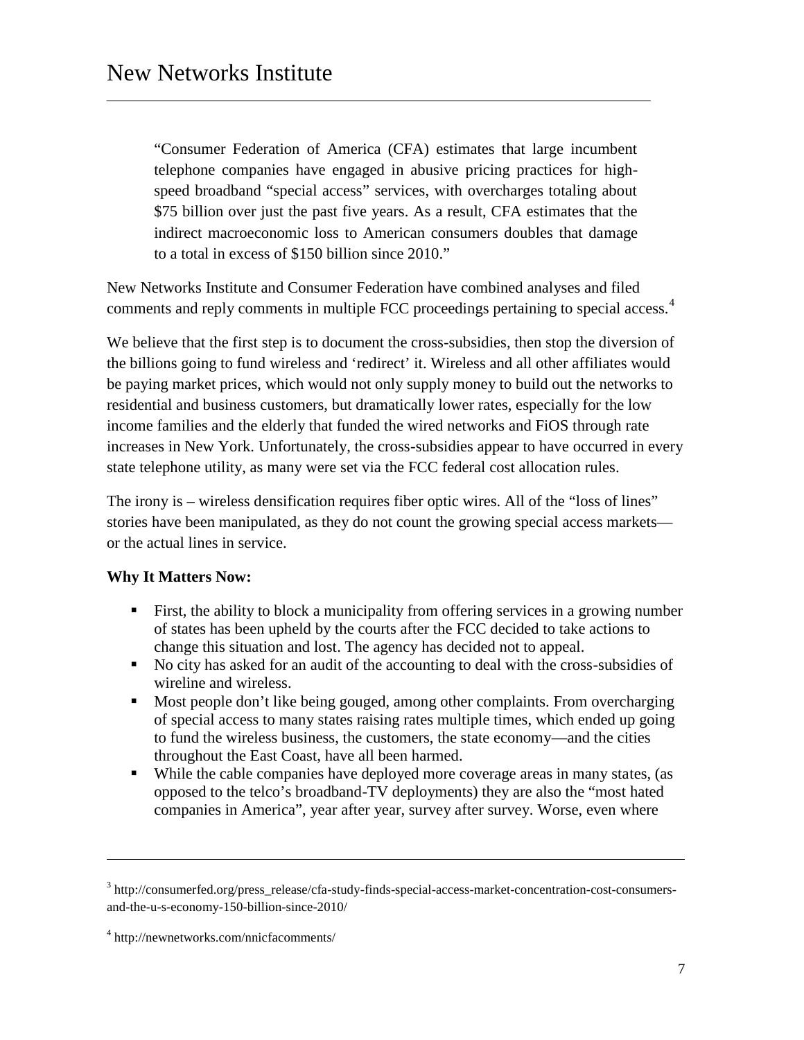> "Consumer Federation of America (CFA) estimates that large incumbent telephone companies have engaged in abusive pricing practices for high-speed broadband "special access" services, with overcharges totaling about $75 billion over just the past five years. As a result, CFA estimates that the indirect macroeconomic loss to American consumers doubles that damage to a total in excess of $150 billion since 2010."

New Networks Institute and Consumer Federation have combined analyses and filed comments and reply comments in multiple FCC proceedings pertaining to special access.[4]

We believe that the first step is to document the cross-subsidies, then stop the diversion of the billions going to fund wireless and 'redirect' it. Wireless and all other affiliates would be paying market prices, which would not only supply money to build out the networks to residential and business customers, but dramatically lower rates, especially for the low income families and the elderly that funded the wired networks and FiOS through rate increases in New York. Unfortunately, the cross-subsidies appear to have occurred in every state telephone utility, as many were set via the FCC federal cost allocation rules.

The irony is – wireless densification requires fiber optic wires. All of the "loss of lines" stories have been manipulated, as they do not count the growing special access markets—or the actual lines in service.

**Why It Matters Now:**

- First, the ability to block a municipality from offering services in a growing number of states has been upheld by the courts after the FCC decided to take actions to change this situation and lost. The agency has decided not to appeal.
- No city has asked for an audit of the accounting to deal with the cross-subsidies of wireline and wireless.
- Most people don't like being gouged, among other complaints. From overcharging of special access to many states raising rates multiple times, which ended up going to fund the wireless business, the customers, the state economy—and the cities throughout the East Coast, have all been harmed.
- While the cable companies have deployed more coverage areas in many states, (as opposed to the telco's broadband-TV deployments) they are also the "most hated companies in America", year after year, survey after survey. Worse, even where

---

[3] http://consumerfed.org/press_release/cfa-study-finds-special-access-market-concentration-cost-consumers-and-the-u-s-economy-150-billion-since-2010/

[4] http://newnetworks.com/nnicfacomments/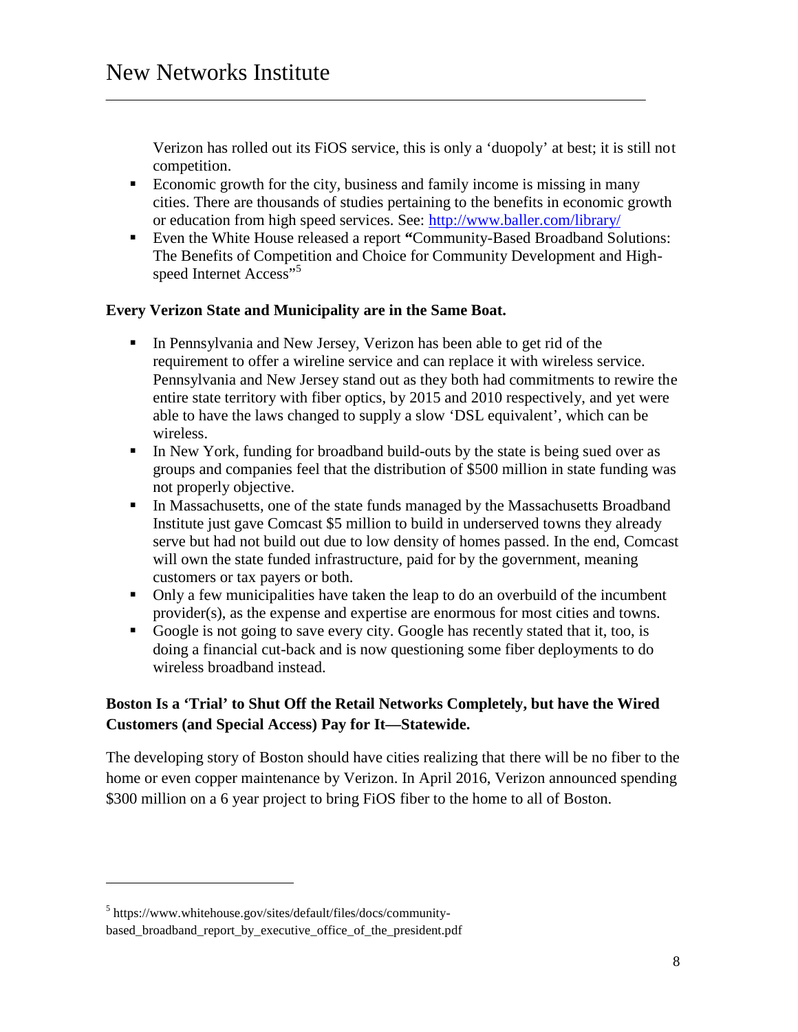Verizon has rolled out its FiOS service, this is only a 'duopoly' at best; it is still not competition.

- Economic growth for the city, business and family income is missing in many cities. There are thousands of studies pertaining to the benefits in economic growth or education from high speed services. See: http://www.baller.com/library/
- Even the White House released a report **"**Community-Based Broadband Solutions: The Benefits of Competition and Choice for Community Development and High-speed Internet Access"[5]

**Every Verizon State and Municipality are in the Same Boat.**

- In Pennsylvania and New Jersey, Verizon has been able to get rid of the requirement to offer a wireline service and can replace it with wireless service. Pennsylvania and New Jersey stand out as they both had commitments to rewire the entire state territory with fiber optics, by 2015 and 2010 respectively, and yet were able to have the laws changed to supply a slow 'DSL equivalent', which can be wireless.
- In New York, funding for broadband build-outs by the state is being sued over as groups and companies feel that the distribution of $500 million in state funding was not properly objective.
- In Massachusetts, one of the state funds managed by the Massachusetts Broadband Institute just gave Comcast $5 million to build in underserved towns they already serve but had not build out due to low density of homes passed. In the end, Comcast will own the state funded infrastructure, paid for by the government, meaning customers or tax payers or both.
- Only a few municipalities have taken the leap to do an overbuild of the incumbent provider(s), as the expense and expertise are enormous for most cities and towns.
- Google is not going to save every city. Google has recently stated that it, too, is doing a financial cut-back and is now questioning some fiber deployments to do wireless broadband instead.

**Boston Is a 'Trial' to Shut Off the Retail Networks Completely, but have the Wired Customers (and Special Access) Pay for It—Statewide.**

The developing story of Boston should have cities realizing that there will be no fiber to the home or even copper maintenance by Verizon. In April 2016, Verizon announced spending $300 million on a 6 year project to bring FiOS fiber to the home to all of Boston.

---

[5] https://www.whitehouse.gov/sites/default/files/docs/community-based_broadband_report_by_executive_office_of_the_president.pdf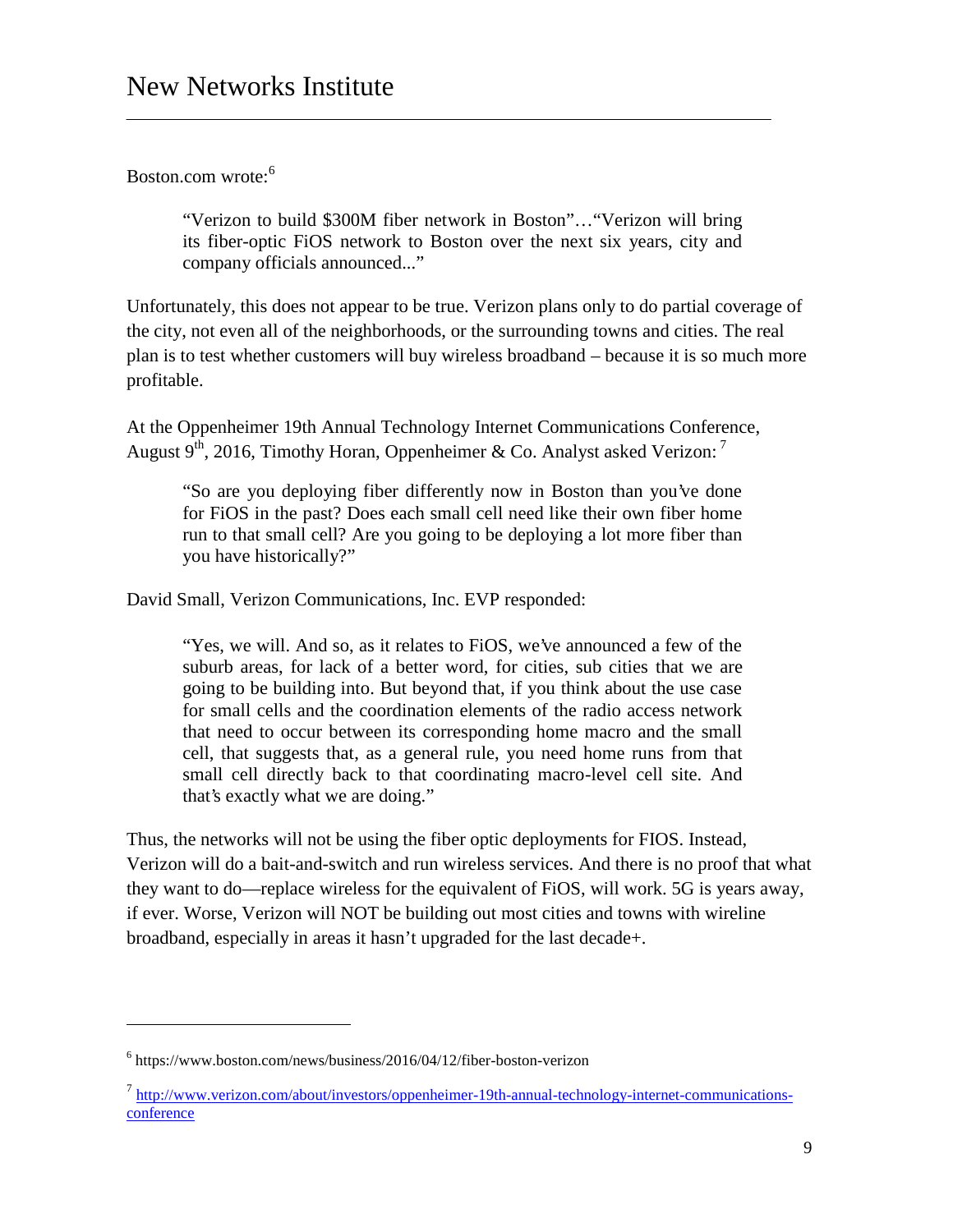Boston.com wrote:[6]

> "Verizon to build $300M fiber network in Boston"…"Verizon will bring its fiber-optic FiOS network to Boston over the next six years, city and company officials announced..."

Unfortunately, this does not appear to be true. Verizon plans only to do partial coverage of the city, not even all of the neighborhoods, or the surrounding towns and cities. The real plan is to test whether customers will buy wireless broadband – because it is so much more profitable.

At the Oppenheimer 19th Annual Technology Internet Communications Conference, August 9th, 2016, Timothy Horan, Oppenheimer & Co. Analyst asked Verizon:[7]

> "So are you deploying fiber differently now in Boston than you've done for FiOS in the past? Does each small cell need like their own fiber home run to that small cell? Are you going to be deploying a lot more fiber than you have historically?"

David Small, Verizon Communications, Inc. EVP responded:

> "Yes, we will. And so, as it relates to FiOS, we've announced a few of the suburb areas, for lack of a better word, for cities, sub cities that we are going to be building into. But beyond that, if you think about the use case for small cells and the coordination elements of the radio access network that need to occur between its corresponding home macro and the small cell, that suggests that, as a general rule, you need home runs from that small cell directly back to that coordinating macro-level cell site. And that's exactly what we are doing."

Thus, the networks will not be using the fiber optic deployments for FIOS. Instead, Verizon will do a bait-and-switch and run wireless services. And there is no proof that what they want to do—replace wireless for the equivalent of FiOS, will work. 5G is years away, if ever. Worse, Verizon will NOT be building out most cities and towns with wireline broadband, especially in areas it hasn't upgraded for the last decade+.

---

[6] https://www.boston.com/news/business/2016/04/12/fiber-boston-verizon

[7] http://www.verizon.com/about/investors/oppenheimer-19th-annual-technology-internet-communications-conference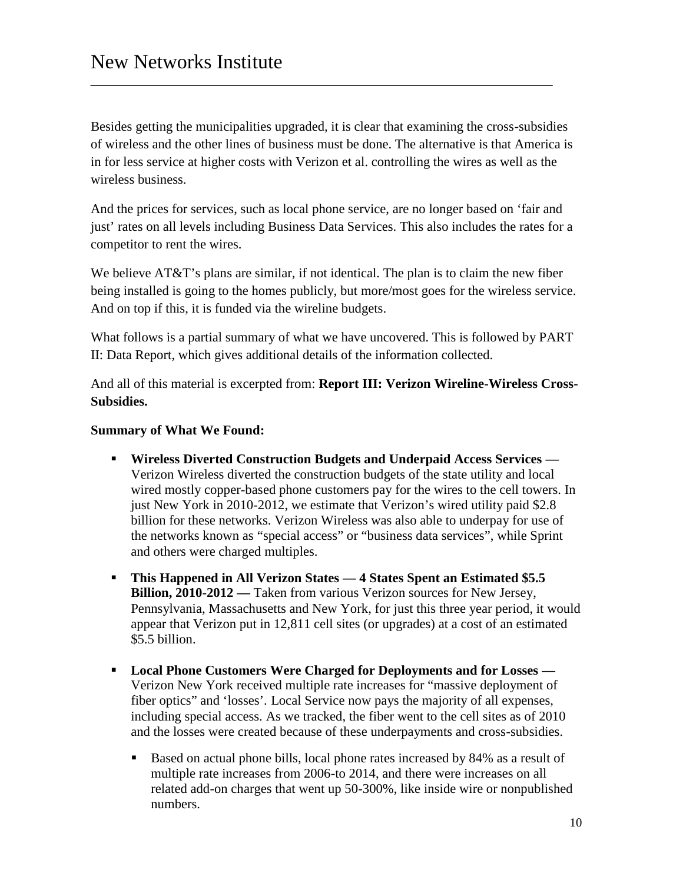Besides getting the municipalities upgraded, it is clear that examining the cross-subsidies of wireless and the other lines of business must be done. The alternative is that America is in for less service at higher costs with Verizon et al. controlling the wires as well as the wireless business.

And the prices for services, such as local phone service, are no longer based on 'fair and just' rates on all levels including Business Data Services. This also includes the rates for a competitor to rent the wires.

We believe AT&T's plans are similar, if not identical. The plan is to claim the new fiber being installed is going to the homes publicly, but more/most goes for the wireless service. And on top if this, it is funded via the wireline budgets.

What follows is a partial summary of what we have uncovered. This is followed by PART II: Data Report, which gives additional details of the information collected.

And all of this material is excerpted from: **Report III: Verizon Wireline-Wireless Cross-Subsidies.**

**Summary of What We Found:**

- **Wireless Diverted Construction Budgets and Underpaid Access Services —** Verizon Wireless diverted the construction budgets of the state utility and local wired mostly copper-based phone customers pay for the wires to the cell towers. In just New York in 2010-2012, we estimate that Verizon's wired utility paid $2.8 billion for these networks. Verizon Wireless was also able to underpay for use of the networks known as "special access" or "business data services", while Sprint and others were charged multiples.
- **This Happened in All Verizon States — 4 States Spent an Estimated $5.5 Billion, 2010-2012 —** Taken from various Verizon sources for New Jersey, Pennsylvania, Massachusetts and New York, for just this three year period, it would appear that Verizon put in 12,811 cell sites (or upgrades) at a cost of an estimated $5.5 billion.
- **Local Phone Customers Were Charged for Deployments and for Losses —** Verizon New York received multiple rate increases for "massive deployment of fiber optics" and 'losses'. Local Service now pays the majority of all expenses, including special access. As we tracked, the fiber went to the cell sites as of 2010 and the losses were created because of these underpayments and cross-subsidies.
    - Based on actual phone bills, local phone rates increased by 84% as a result of multiple rate increases from 2006-to 2014, and there were increases on all related add-on charges that went up 50-300%, like inside wire or nonpublished numbers.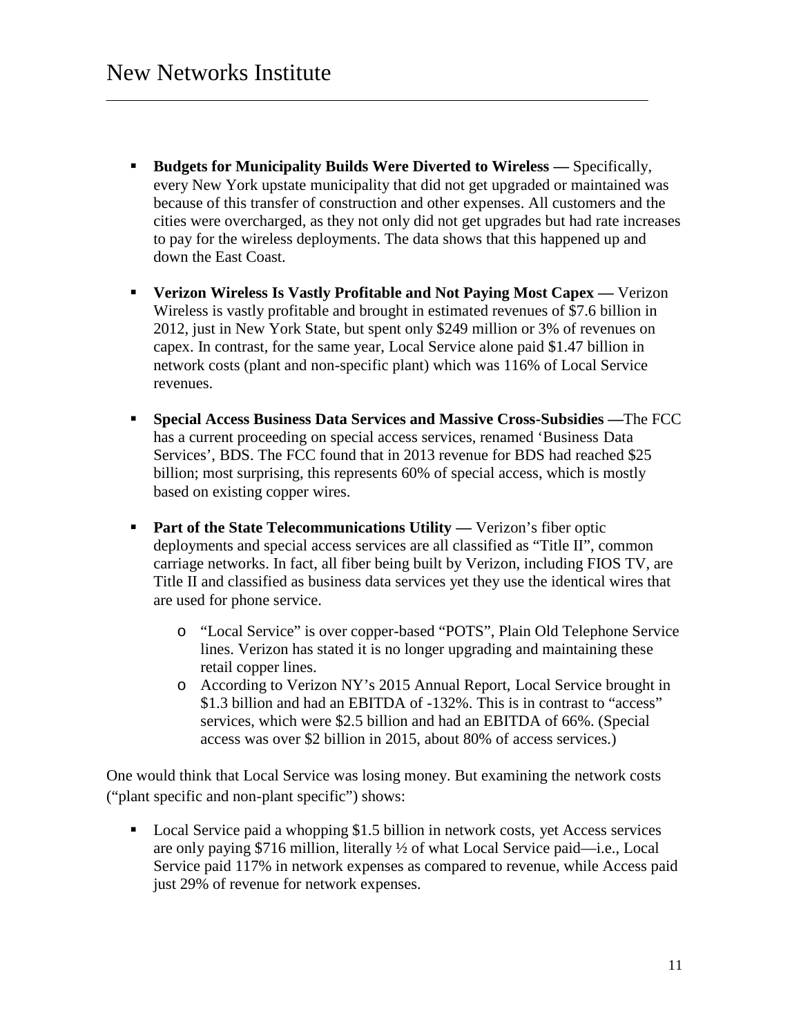- **Budgets for Municipality Builds Were Diverted to Wireless —** Specifically, every New York upstate municipality that did not get upgraded or maintained was because of this transfer of construction and other expenses. All customers and the cities were overcharged, as they not only did not get upgrades but had rate increases to pay for the wireless deployments. The data shows that this happened up and down the East Coast.

- **Verizon Wireless Is Vastly Profitable and Not Paying Most Capex —** Verizon Wireless is vastly profitable and brought in estimated revenues of $7.6 billion in 2012, just in New York State, but spent only $249 million or 3% of revenues on capex. In contrast, for the same year, Local Service alone paid $1.47 billion in network costs (plant and non-specific plant) which was 116% of Local Service revenues.

- **Special Access Business Data Services and Massive Cross-Subsidies —**The FCC has a current proceeding on special access services, renamed 'Business Data Services', BDS. The FCC found that in 2013 revenue for BDS had reached $25 billion; most surprising, this represents 60% of special access, which is mostly based on existing copper wires.

- **Part of the State Telecommunications Utility —** Verizon's fiber optic deployments and special access services are all classified as "Title II", common carriage networks. In fact, all fiber being built by Verizon, including FIOS TV, are Title II and classified as business data services yet they use the identical wires that are used for phone service.
    - "Local Service" is over copper-based "POTS", Plain Old Telephone Service lines. Verizon has stated it is no longer upgrading and maintaining these retail copper lines.
    - According to Verizon NY's 2015 Annual Report, Local Service brought in $1.3 billion and had an EBITDA of -132%. This is in contrast to "access" services, which were $2.5 billion and had an EBITDA of 66%. (Special access was over $2 billion in 2015, about 80% of access services.)

One would think that Local Service was losing money. But examining the network costs ("plant specific and non-plant specific") shows:

- Local Service paid a whopping $1.5 billion in network costs, yet Access services are only paying $716 million, literally ½ of what Local Service paid—i.e., Local Service paid 117% in network expenses as compared to revenue, while Access paid just 29% of revenue for network expenses.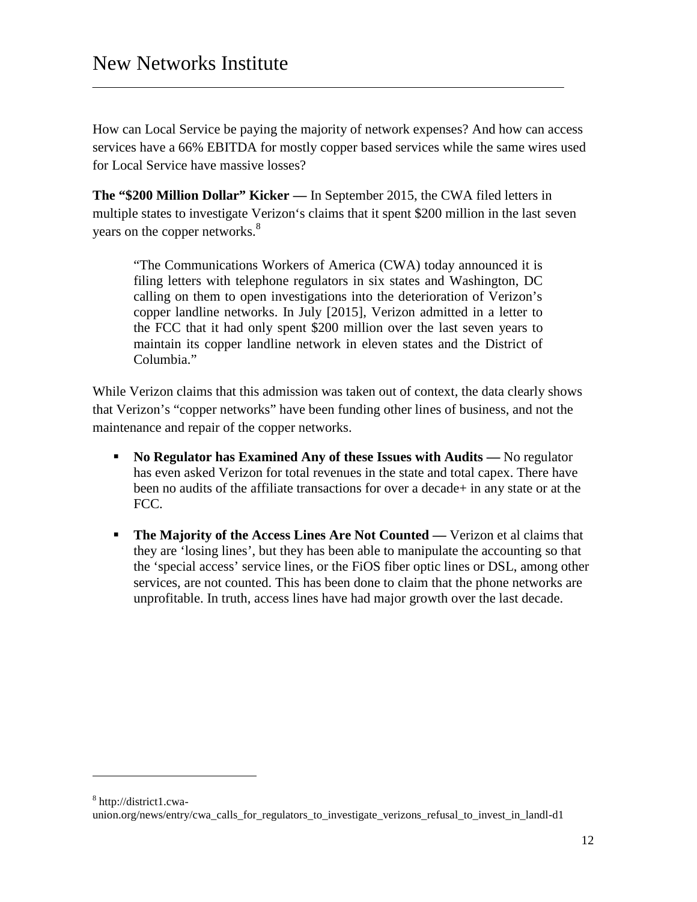How can Local Service be paying the majority of network expenses? And how can access services have a 66% EBITDA for mostly copper based services while the same wires used for Local Service have massive losses?

**The "$200 Million Dollar" Kicker —** In September 2015, the CWA filed letters in multiple states to investigate Verizon's claims that it spent $200 million in the last seven years on the copper networks.[8]

> "The Communications Workers of America (CWA) today announced it is filing letters with telephone regulators in six states and Washington, DC calling on them to open investigations into the deterioration of Verizon's copper landline networks. In July [2015], Verizon admitted in a letter to the FCC that it had only spent $200 million over the last seven years to maintain its copper landline network in eleven states and the District of Columbia."

While Verizon claims that this admission was taken out of context, the data clearly shows that Verizon's "copper networks" have been funding other lines of business, and not the maintenance and repair of the copper networks.

- **No Regulator has Examined Any of these Issues with Audits —** No regulator has even asked Verizon for total revenues in the state and total capex. There have been no audits of the affiliate transactions for over a decade+ in any state or at the FCC.
- **The Majority of the Access Lines Are Not Counted —** Verizon et al claims that they are 'losing lines', but they has been able to manipulate the accounting so that the 'special access' service lines, or the FiOS fiber optic lines or DSL, among other services, are not counted. This has been done to claim that the phone networks are unprofitable. In truth, access lines have had major growth over the last decade.

---

[8] http://district1.cwa-union.org/news/entry/cwa_calls_for_regulators_to_investigate_verizons_refusal_to_invest_in_landl-d1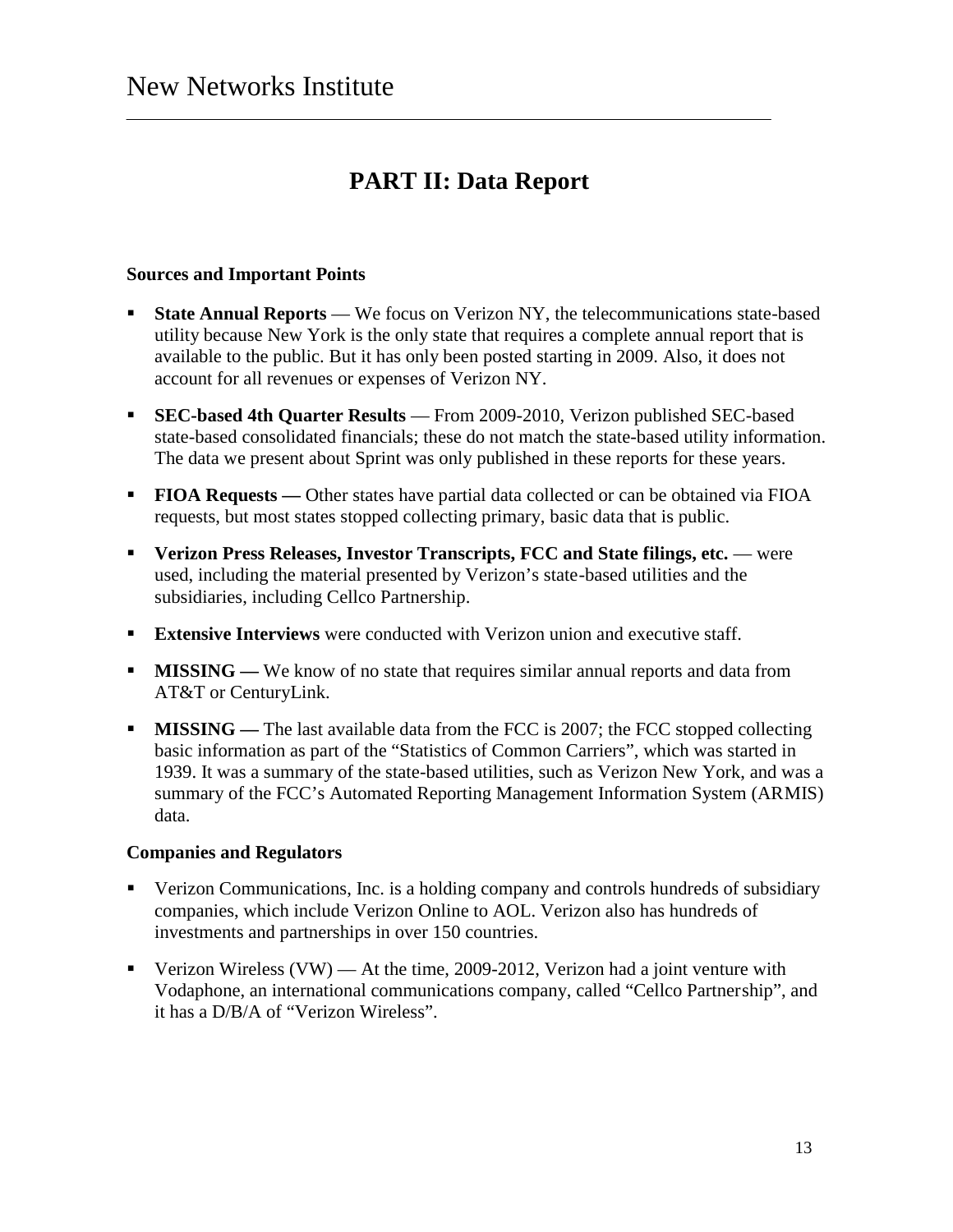# PART II: Data Report

**Sources and Important Points**

- **State Annual Reports** — We focus on Verizon NY, the telecommunications state-based utility because New York is the only state that requires a complete annual report that is available to the public. But it has only been posted starting in 2009. Also, it does not account for all revenues or expenses of Verizon NY.
- **SEC-based 4th Quarter Results** — From 2009-2010, Verizon published SEC-based state-based consolidated financials; these do not match the state-based utility information. The data we present about Sprint was only published in these reports for these years.
- **FIOA Requests —** Other states have partial data collected or can be obtained via FIOA requests, but most states stopped collecting primary, basic data that is public.
- **Verizon Press Releases, Investor Transcripts, FCC and State filings, etc.** — were used, including the material presented by Verizon's state-based utilities and the subsidiaries, including Cellco Partnership.
- **Extensive Interviews** were conducted with Verizon union and executive staff.
- **MISSING —** We know of no state that requires similar annual reports and data from AT&T or CenturyLink.
- **MISSING —** The last available data from the FCC is 2007; the FCC stopped collecting basic information as part of the "Statistics of Common Carriers", which was started in 1939. It was a summary of the state-based utilities, such as Verizon New York, and was a summary of the FCC's Automated Reporting Management Information System (ARMIS) data.

**Companies and Regulators**

- Verizon Communications, Inc. is a holding company and controls hundreds of subsidiary companies, which include Verizon Online to AOL. Verizon also has hundreds of investments and partnerships in over 150 countries.
- Verizon Wireless (VW) — At the time, 2009-2012, Verizon had a joint venture with Vodaphone, an international communications company, called "Cellco Partnership", and it has a D/B/A of "Verizon Wireless".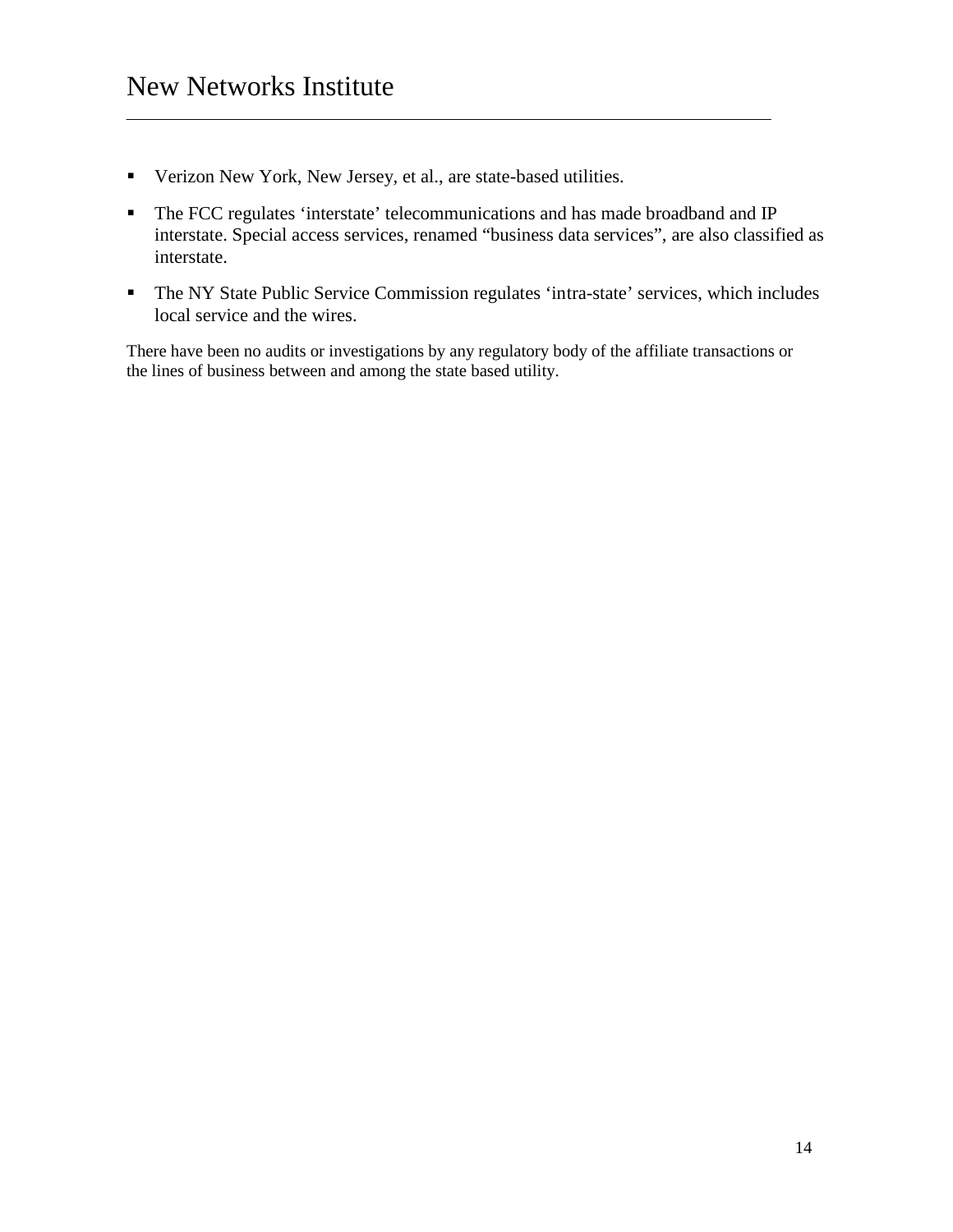- Verizon New York, New Jersey, et al., are state-based utilities.
- The FCC regulates 'interstate' telecommunications and has made broadband and IP interstate. Special access services, renamed "business data services", are also classified as interstate.
- The NY State Public Service Commission regulates 'intra-state' services, which includes local service and the wires.

There have been no audits or investigations by any regulatory body of the affiliate transactions or the lines of business between and among the state based utility.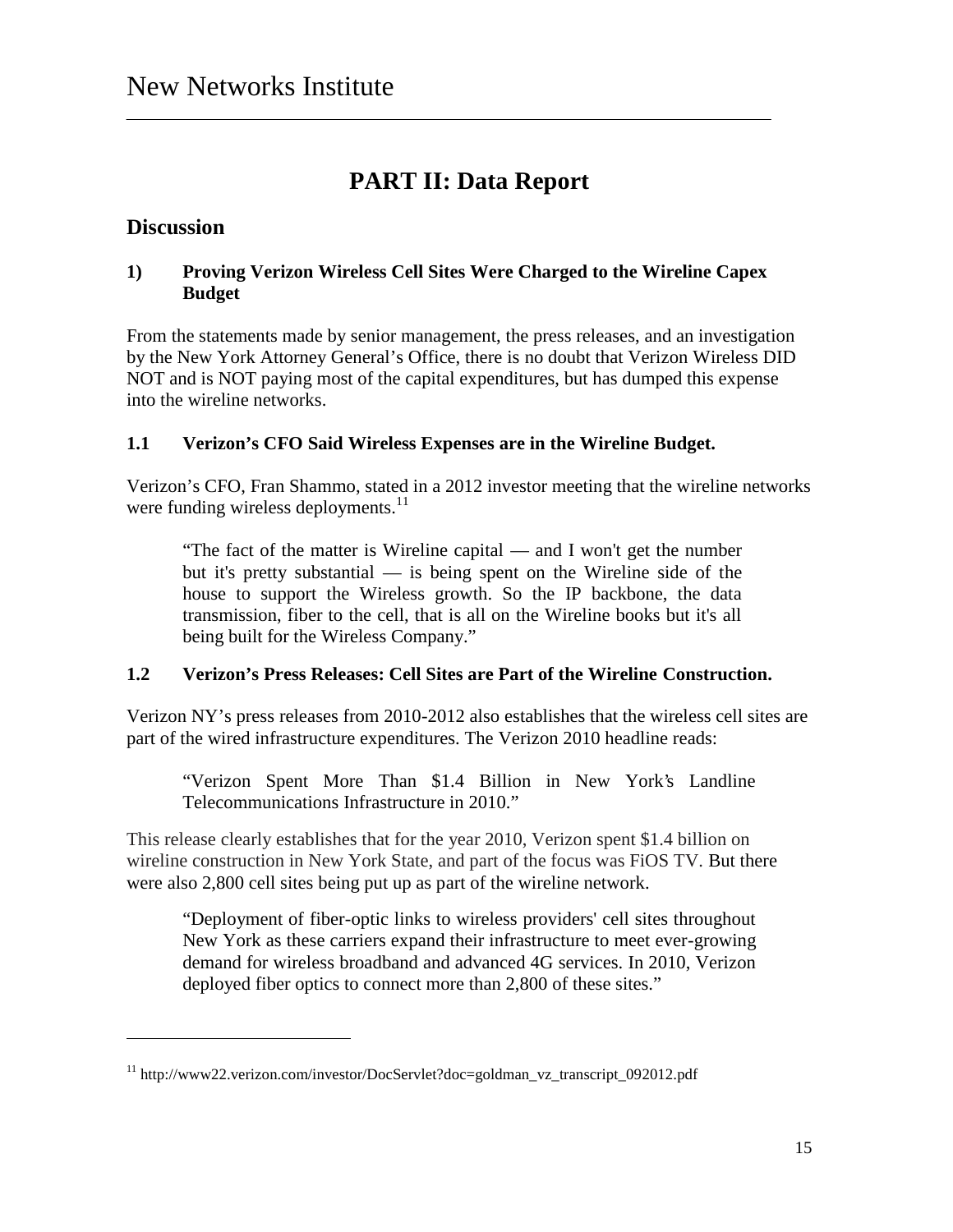# PART II: Data Report

## Discussion

### 1) Proving Verizon Wireless Cell Sites Were Charged to the Wireline Capex Budget

From the statements made by senior management, the press releases, and an investigation by the New York Attorney General's Office, there is no doubt that Verizon Wireless DID NOT and is NOT paying most of the capital expenditures, but has dumped this expense into the wireline networks.

### 1.1 Verizon's CFO Said Wireless Expenses are in the Wireline Budget.

Verizon's CFO, Fran Shammo, stated in a 2012 investor meeting that the wireline networks were funding wireless deployments.[11]

> "The fact of the matter is Wireline capital — and I won't get the number but it's pretty substantial — is being spent on the Wireline side of the house to support the Wireless growth. So the IP backbone, the data transmission, fiber to the cell, that is all on the Wireline books but it's all being built for the Wireless Company."

### 1.2 Verizon's Press Releases: Cell Sites are Part of the Wireline Construction.

Verizon NY's press releases from 2010-2012 also establishes that the wireless cell sites are part of the wired infrastructure expenditures. The Verizon 2010 headline reads:

> "Verizon Spent More Than $1.4 Billion in New York's Landline Telecommunications Infrastructure in 2010."

This release clearly establishes that for the year 2010, Verizon spent $1.4 billion on wireline construction in New York State, and part of the focus was FiOS TV. But there were also 2,800 cell sites being put up as part of the wireline network.

> "Deployment of fiber-optic links to wireless providers' cell sites throughout New York as these carriers expand their infrastructure to meet ever-growing demand for wireless broadband and advanced 4G services. In 2010, Verizon deployed fiber optics to connect more than 2,800 of these sites."

---

[11] http://www22.verizon.com/investor/DocServlet?doc=goldman_vz_transcript_092012.pdf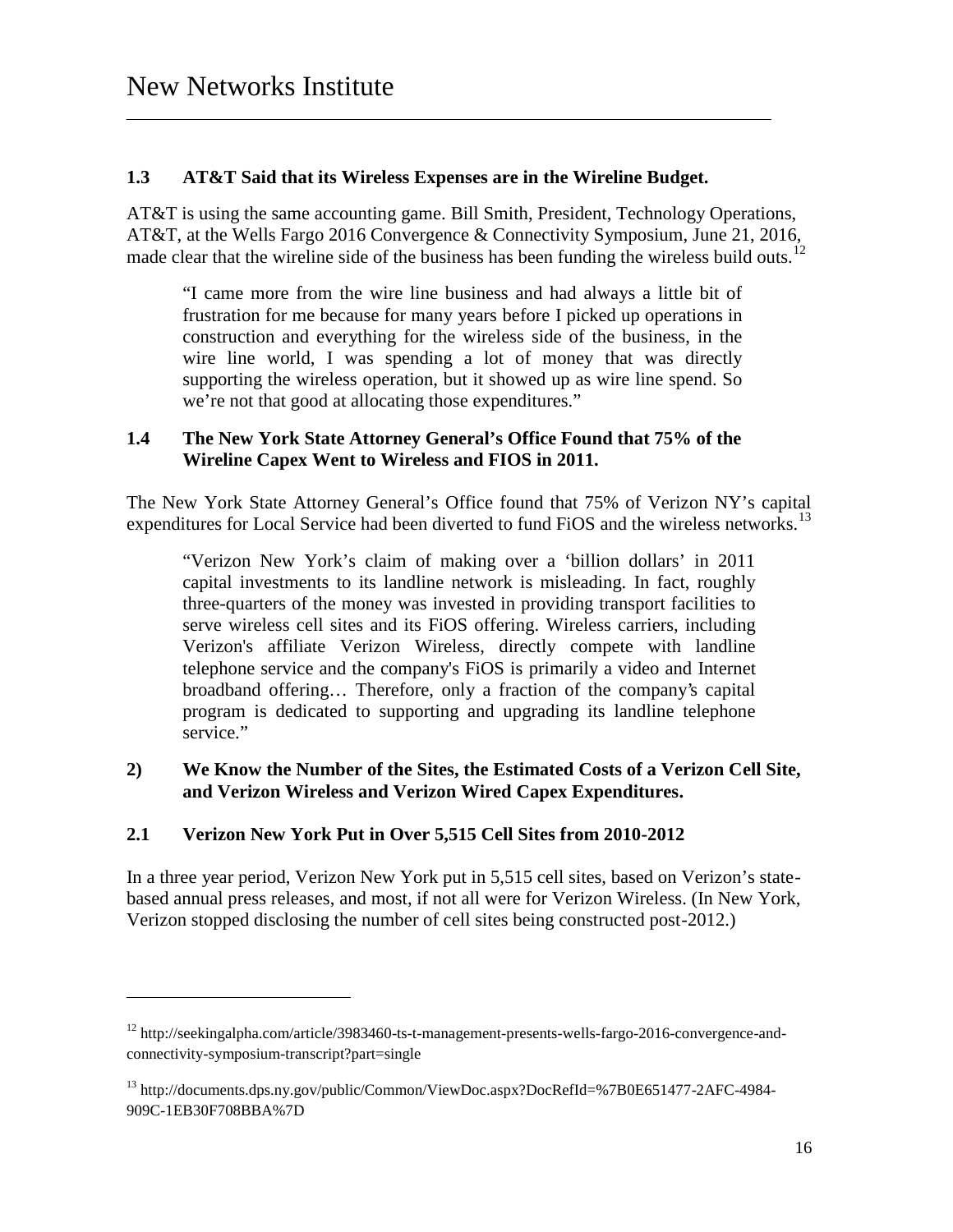### 1.3 AT&T Said that its Wireless Expenses are in the Wireline Budget.

AT&T is using the same accounting game. Bill Smith, President, Technology Operations, AT&T, at the Wells Fargo 2016 Convergence & Connectivity Symposium, June 21, 2016, made clear that the wireline side of the business has been funding the wireless build outs.[12]

> "I came more from the wire line business and had always a little bit of frustration for me because for many years before I picked up operations in construction and everything for the wireless side of the business, in the wire line world, I was spending a lot of money that was directly supporting the wireless operation, but it showed up as wire line spend. So we're not that good at allocating those expenditures."

### 1.4 The New York State Attorney General's Office Found that 75% of the Wireline Capex Went to Wireless and FIOS in 2011.

The New York State Attorney General's Office found that 75% of Verizon NY's capital expenditures for Local Service had been diverted to fund FiOS and the wireless networks.[13]

> "Verizon New York's claim of making over a 'billion dollars' in 2011 capital investments to its landline network is misleading. In fact, roughly three-quarters of the money was invested in providing transport facilities to serve wireless cell sites and its FiOS offering. Wireless carriers, including Verizon's affiliate Verizon Wireless, directly compete with landline telephone service and the company's FiOS is primarily a video and Internet broadband offering… Therefore, only a fraction of the company's capital program is dedicated to supporting and upgrading its landline telephone service."

## 2) We Know the Number of the Sites, the Estimated Costs of a Verizon Cell Site, and Verizon Wireless and Verizon Wired Capex Expenditures.

### 2.1 Verizon New York Put in Over 5,515 Cell Sites from 2010-2012

In a three year period, Verizon New York put in 5,515 cell sites, based on Verizon's state-based annual press releases, and most, if not all were for Verizon Wireless. (In New York, Verizon stopped disclosing the number of cell sites being constructed post-2012.)

---

[12] http://seekingalpha.com/article/3983460-ts-t-management-presents-wells-fargo-2016-convergence-and-connectivity-symposium-transcript?part=single

[13] http://documents.dps.ny.gov/public/Common/ViewDoc.aspx?DocRefId=%7B0E651477-2AFC-4984-909C-1EB30F708BBA%7D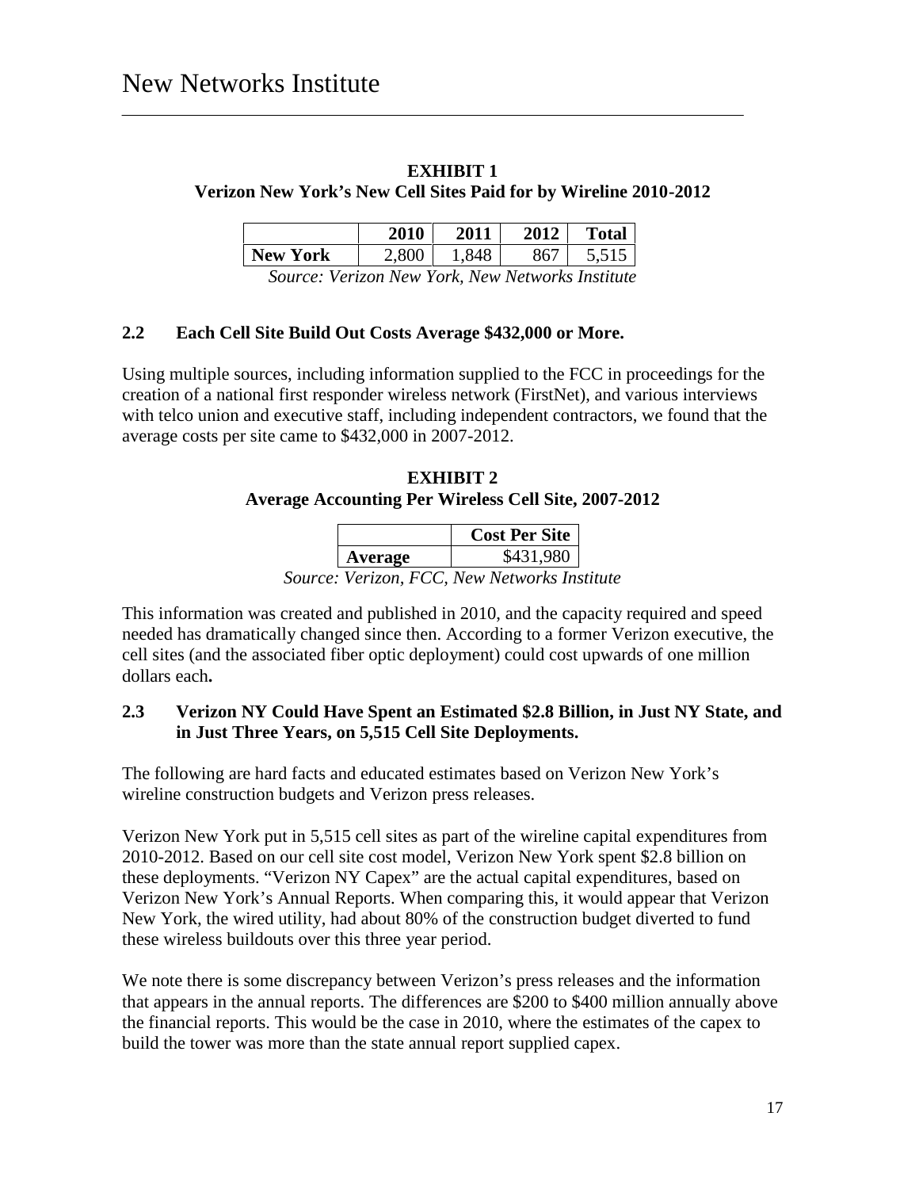**EXHIBIT 1**
**Verizon New York's New Cell Sites Paid for by Wireline 2010-2012**

| | 2010 | 2011 | 2012 | Total |
|---|---|---|---|---|
| **New York** | 2,800 | 1,848 | 867 | 5,515 |

*Source: Verizon New York, New Networks Institute*

### 2.2 Each Cell Site Build Out Costs Average $432,000 or More.

Using multiple sources, including information supplied to the FCC in proceedings for the creation of a national first responder wireless network (FirstNet), and various interviews with telco union and executive staff, including independent contractors, we found that the average costs per site came to $432,000 in 2007-2012.

**EXHIBIT 2**
**Average Accounting Per Wireless Cell Site, 2007-2012**

| | Cost Per Site |
|---|---|
| **Average** | $431,980 |

*Source: Verizon, FCC, New Networks Institute*

This information was created and published in 2010, and the capacity required and speed needed has dramatically changed since then. According to a former Verizon executive, the cell sites (and the associated fiber optic deployment) could cost upwards of one million dollars each**.**

### 2.3 Verizon NY Could Have Spent an Estimated $2.8 Billion, in Just NY State, and in Just Three Years, on 5,515 Cell Site Deployments.

The following are hard facts and educated estimates based on Verizon New York's wireline construction budgets and Verizon press releases.

Verizon New York put in 5,515 cell sites as part of the wireline capital expenditures from 2010-2012. Based on our cell site cost model, Verizon New York spent $2.8 billion on these deployments. "Verizon NY Capex" are the actual capital expenditures, based on Verizon New York's Annual Reports. When comparing this, it would appear that Verizon New York, the wired utility, had about 80% of the construction budget diverted to fund these wireless buildouts over this three year period.

We note there is some discrepancy between Verizon's press releases and the information that appears in the annual reports. The differences are $200 to $400 million annually above the financial reports. This would be the case in 2010, where the estimates of the capex to build the tower was more than the state annual report supplied capex.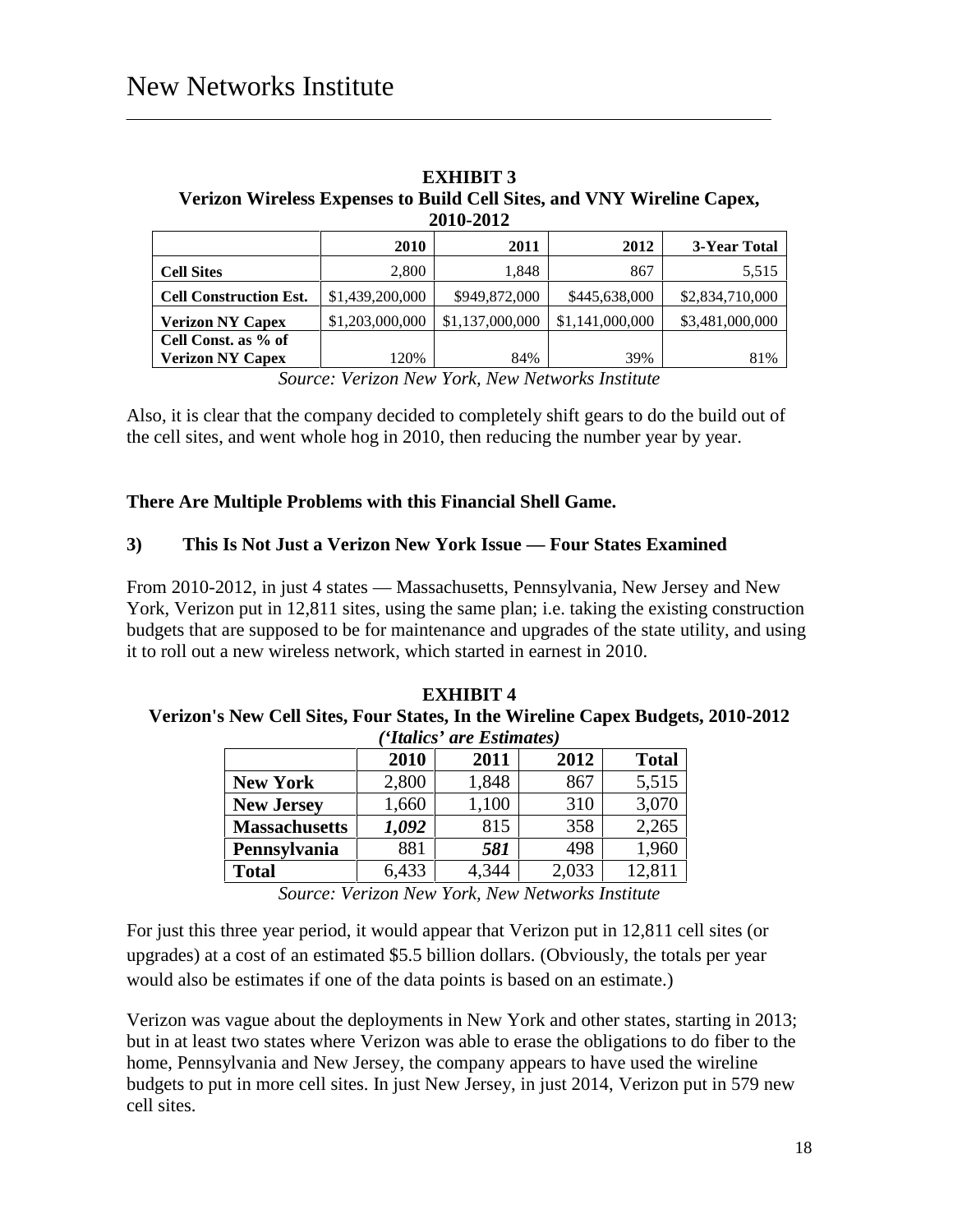**EXHIBIT 3**
**Verizon Wireless Expenses to Build Cell Sites, and VNY Wireline Capex, 2010-2012**

| | 2010 | 2011 | 2012 | 3-Year Total |
|---|---|---|---|---|
| **Cell Sites** | 2,800 | 1,848 | 867 | 5,515 |
| **Cell Construction Est.** | $1,439,200,000 | $949,872,000 | $445,638,000 | $2,834,710,000 |
| **Verizon NY Capex** | $1,203,000,000 | $1,137,000,000 | $1,141,000,000 | $3,481,000,000 |
| **Cell Const. as % of Verizon NY Capex** | 120% | 84% | 39% | 81% |

*Source: Verizon New York, New Networks Institute*

Also, it is clear that the company decided to completely shift gears to do the build out of the cell sites, and went whole hog in 2010, then reducing the number year by year.

**There Are Multiple Problems with this Financial Shell Game.**

### 3) This Is Not Just a Verizon New York Issue — Four States Examined

From 2010-2012, in just 4 states — Massachusetts, Pennsylvania, New Jersey and New York, Verizon put in 12,811 sites, using the same plan; i.e. taking the existing construction budgets that are supposed to be for maintenance and upgrades of the state utility, and using it to roll out a new wireless network, which started in earnest in 2010.

**EXHIBIT 4**
**Verizon's New Cell Sites, Four States, In the Wireline Capex Budgets, 2010-2012**
***('Italics' are Estimates)***

| | 2010 | 2011 | 2012 | Total |
|---|---|---|---|---|
| **New York** | 2,800 | 1,848 | 867 | 5,515 |
| **New Jersey** | 1,660 | 1,100 | 310 | 3,070 |
| **Massachusetts** | ***1,092*** | 815 | 358 | 2,265 |
| **Pennsylvania** | 881 | ***581*** | 498 | 1,960 |
| **Total** | 6,433 | 4,344 | 2,033 | 12,811 |

*Source: Verizon New York, New Networks Institute*

For just this three year period, it would appear that Verizon put in 12,811 cell sites (or upgrades) at a cost of an estimated $5.5 billion dollars. (Obviously, the totals per year would also be estimates if one of the data points is based on an estimate.)

Verizon was vague about the deployments in New York and other states, starting in 2013; but in at least two states where Verizon was able to erase the obligations to do fiber to the home, Pennsylvania and New Jersey, the company appears to have used the wireline budgets to put in more cell sites. In just New Jersey, in just 2014, Verizon put in 579 new cell sites.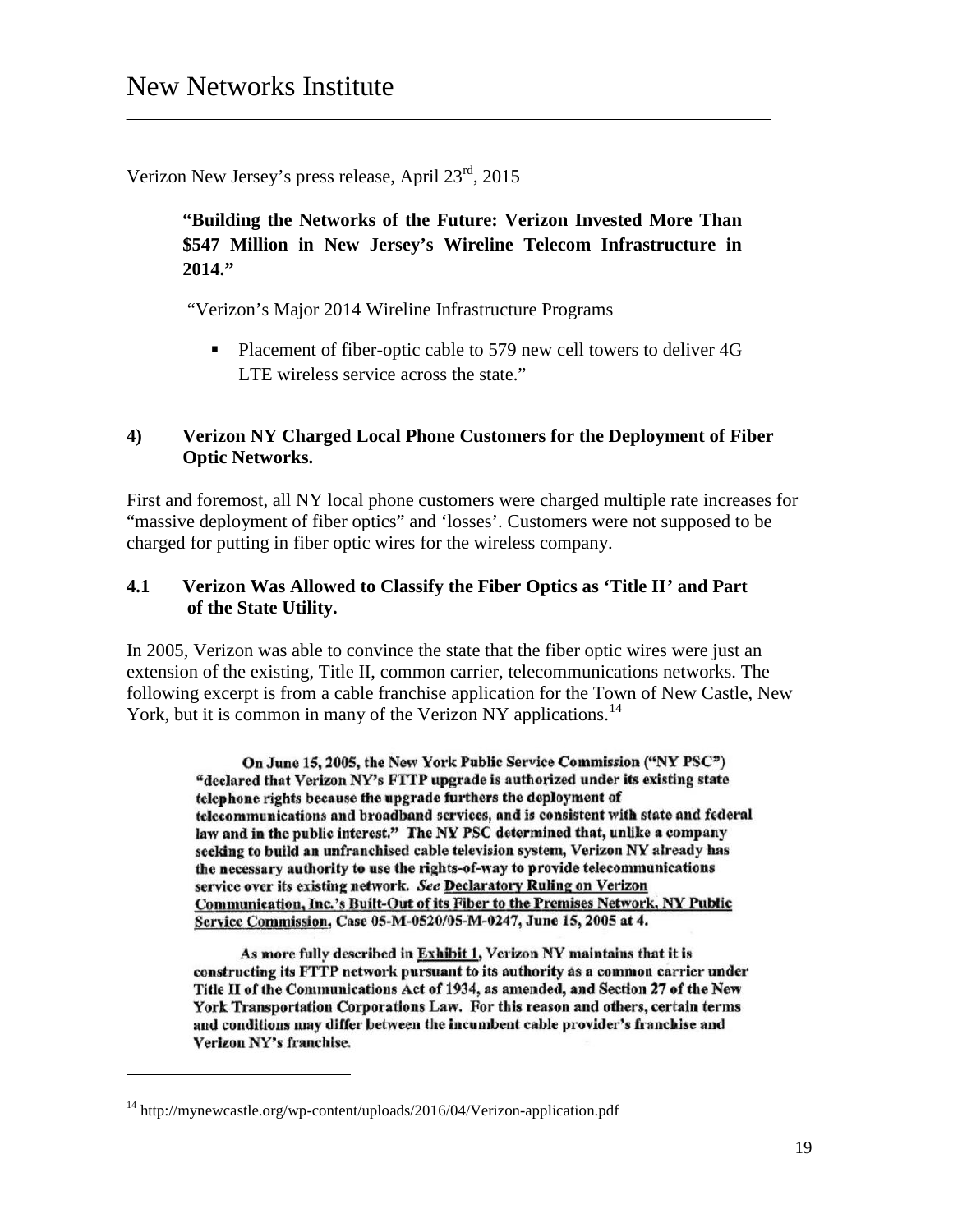Verizon New Jersey's press release, April 23rd, 2015

> **"Building the Networks of the Future: Verizon Invested More Than $547 Million in New Jersey's Wireline Telecom Infrastructure in 2014."**
>
> "Verizon's Major 2014 Wireline Infrastructure Programs
>
> - Placement of fiber-optic cable to 579 new cell towers to deliver 4G LTE wireless service across the state."

### 4) Verizon NY Charged Local Phone Customers for the Deployment of Fiber Optic Networks.

First and foremost, all NY local phone customers were charged multiple rate increases for "massive deployment of fiber optics" and 'losses'. Customers were not supposed to be charged for putting in fiber optic wires for the wireless company.

### 4.1 Verizon Was Allowed to Classify the Fiber Optics as 'Title II' and Part of the State Utility.

In 2005, Verizon was able to convince the state that the fiber optic wires were just an extension of the existing, Title II, common carrier, telecommunications networks. The following excerpt is from a cable franchise application for the Town of New Castle, New York, but it is common in many of the Verizon NY applications.[14]

> **On June 15, 2005, the New York Public Service Commission ("NY PSC") "declared that Verizon NY's FTTP upgrade is authorized under its existing state telephone rights because the upgrade furthers the deployment of telecommunications and broadband services, and is consistent with state and federal law and in the public interest." The NY PSC determined that, unlike a company seeking to build an unfranchised cable television system, Verizon NY already has the necessary authority to use the rights-of-way to provide telecommunications service over its existing network. *See* Declaratory Ruling on Verizon Communication, Inc.'s Built-Out of its Fiber to the Premises Network, NY Public Service Commission, Case 05-M-0520/05-M-0247, June 15, 2005 at 4.**
>
> **As more fully described in Exhibit 1, Verizon NY maintains that it is constructing its FTTP network pursuant to its authority as a common carrier under Title II of the Communications Act of 1934, as amended, and Section 27 of the New York Transportation Corporations Law. For this reason and others, certain terms and conditions may differ between the incumbent cable provider's franchise and Verizon NY's franchise.**

[14] http://mynewcastle.org/wp-content/uploads/2016/04/Verizon-application.pdf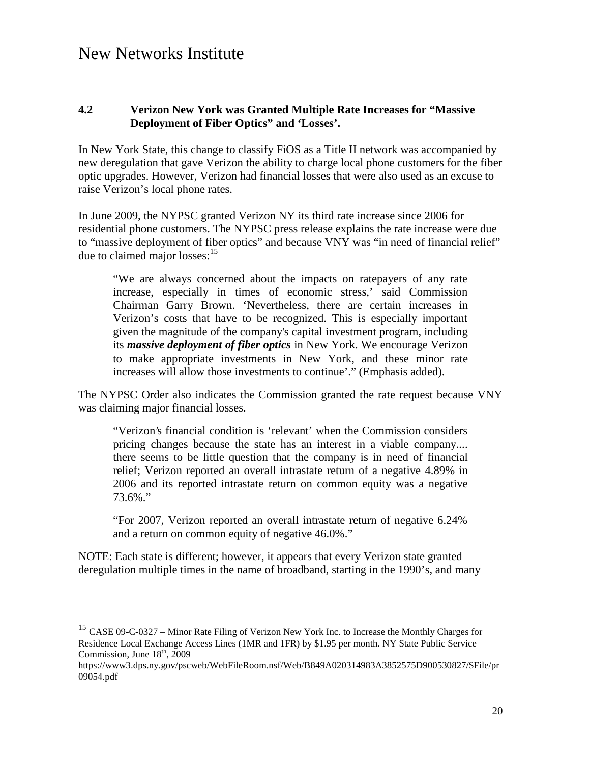### 4.2 Verizon New York was Granted Multiple Rate Increases for "Massive Deployment of Fiber Optics" and 'Losses'.

In New York State, this change to classify FiOS as a Title II network was accompanied by new deregulation that gave Verizon the ability to charge local phone customers for the fiber optic upgrades. However, Verizon had financial losses that were also used as an excuse to raise Verizon's local phone rates.

In June 2009, the NYPSC granted Verizon NY its third rate increase since 2006 for residential phone customers. The NYPSC press release explains the rate increase were due to "massive deployment of fiber optics" and because VNY was "in need of financial relief" due to claimed major losses:[15]

> "We are always concerned about the impacts on ratepayers of any rate increase, especially in times of economic stress,' said Commission Chairman Garry Brown. 'Nevertheless, there are certain increases in Verizon's costs that have to be recognized. This is especially important given the magnitude of the company's capital investment program, including its ***massive deployment of fiber optics*** in New York. We encourage Verizon to make appropriate investments in New York, and these minor rate increases will allow those investments to continue'." (Emphasis added).

The NYPSC Order also indicates the Commission granted the rate request because VNY was claiming major financial losses.

> "Verizon's financial condition is 'relevant' when the Commission considers pricing changes because the state has an interest in a viable company.... there seems to be little question that the company is in need of financial relief; Verizon reported an overall intrastate return of a negative 4.89% in 2006 and its reported intrastate return on common equity was a negative 73.6%."
>
> "For 2007, Verizon reported an overall intrastate return of negative 6.24% and a return on common equity of negative 46.0%."

NOTE: Each state is different; however, it appears that every Verizon state granted deregulation multiple times in the name of broadband, starting in the 1990's, and many

---

[15] CASE 09-C-0327 – Minor Rate Filing of Verizon New York Inc. to Increase the Monthly Charges for Residence Local Exchange Access Lines (1MR and 1FR) by $1.95 per month. NY State Public Service Commission, June 18th, 2009
https://www3.dps.ny.gov/pscweb/WebFileRoom.nsf/Web/B849A020314983A3852575D900530827/$File/pr09054.pdf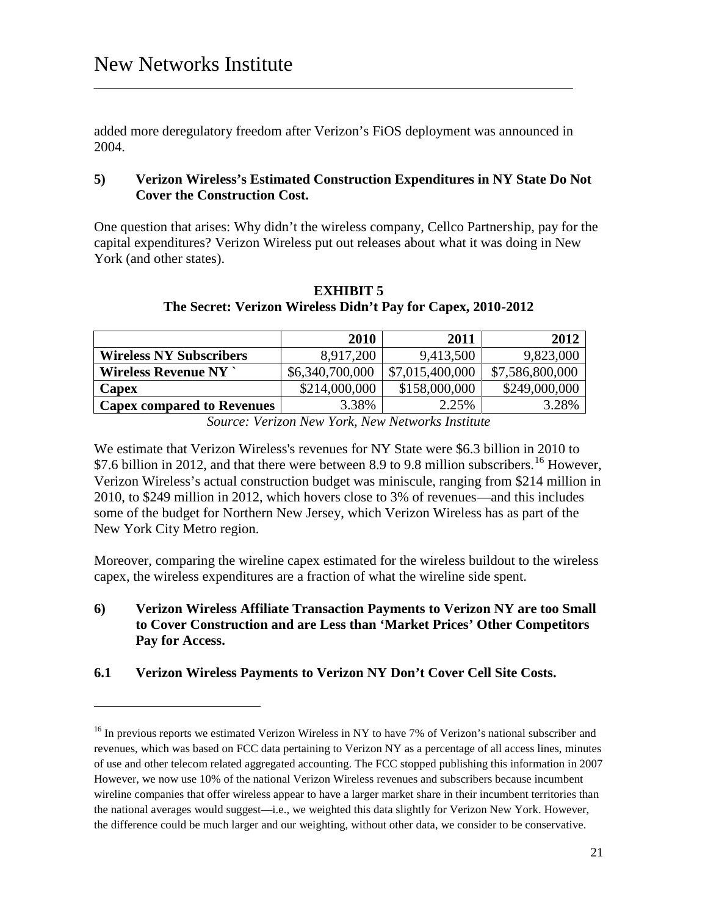added more deregulatory freedom after Verizon's FiOS deployment was announced in 2004.

### 5) Verizon Wireless's Estimated Construction Expenditures in NY State Do Not Cover the Construction Cost.

One question that arises: Why didn't the wireless company, Cellco Partnership, pay for the capital expenditures? Verizon Wireless put out releases about what it was doing in New York (and other states).

**EXHIBIT 5**
**The Secret: Verizon Wireless Didn't Pay for Capex, 2010-2012**

| | 2010 | 2011 | 2012 |
|---|---|---|---|
| **Wireless NY Subscribers** | 8,917,200 | 9,413,500 | 9,823,000 |
| **Wireless Revenue NY `** | $6,340,700,000 | $7,015,400,000 | $7,586,800,000 |
| **Capex** | $214,000,000 | $158,000,000 | $249,000,000 |
| **Capex compared to Revenues** | 3.38% | 2.25% | 3.28% |

*Source: Verizon New York, New Networks Institute*

We estimate that Verizon Wireless's revenues for NY State were $6.3 billion in 2010 to $7.6 billion in 2012, and that there were between 8.9 to 9.8 million subscribers.[16] However, Verizon Wireless's actual construction budget was miniscule, ranging from $214 million in 2010, to $249 million in 2012, which hovers close to 3% of revenues—and this includes some of the budget for Northern New Jersey, which Verizon Wireless has as part of the New York City Metro region.

Moreover, comparing the wireline capex estimated for the wireless buildout to the wireless capex, the wireless expenditures are a fraction of what the wireline side spent.

### 6) Verizon Wireless Affiliate Transaction Payments to Verizon NY are too Small to Cover Construction and are Less than 'Market Prices' Other Competitors Pay for Access.

#### 6.1 Verizon Wireless Payments to Verizon NY Don't Cover Cell Site Costs.

[16] In previous reports we estimated Verizon Wireless in NY to have 7% of Verizon's national subscriber and revenues, which was based on FCC data pertaining to Verizon NY as a percentage of all access lines, minutes of use and other telecom related aggregated accounting. The FCC stopped publishing this information in 2007 However, we now use 10% of the national Verizon Wireless revenues and subscribers because incumbent wireline companies that offer wireless appear to have a larger market share in their incumbent territories than the national averages would suggest—i.e., we weighted this data slightly for Verizon New York. However, the difference could be much larger and our weighting, without other data, we consider to be conservative.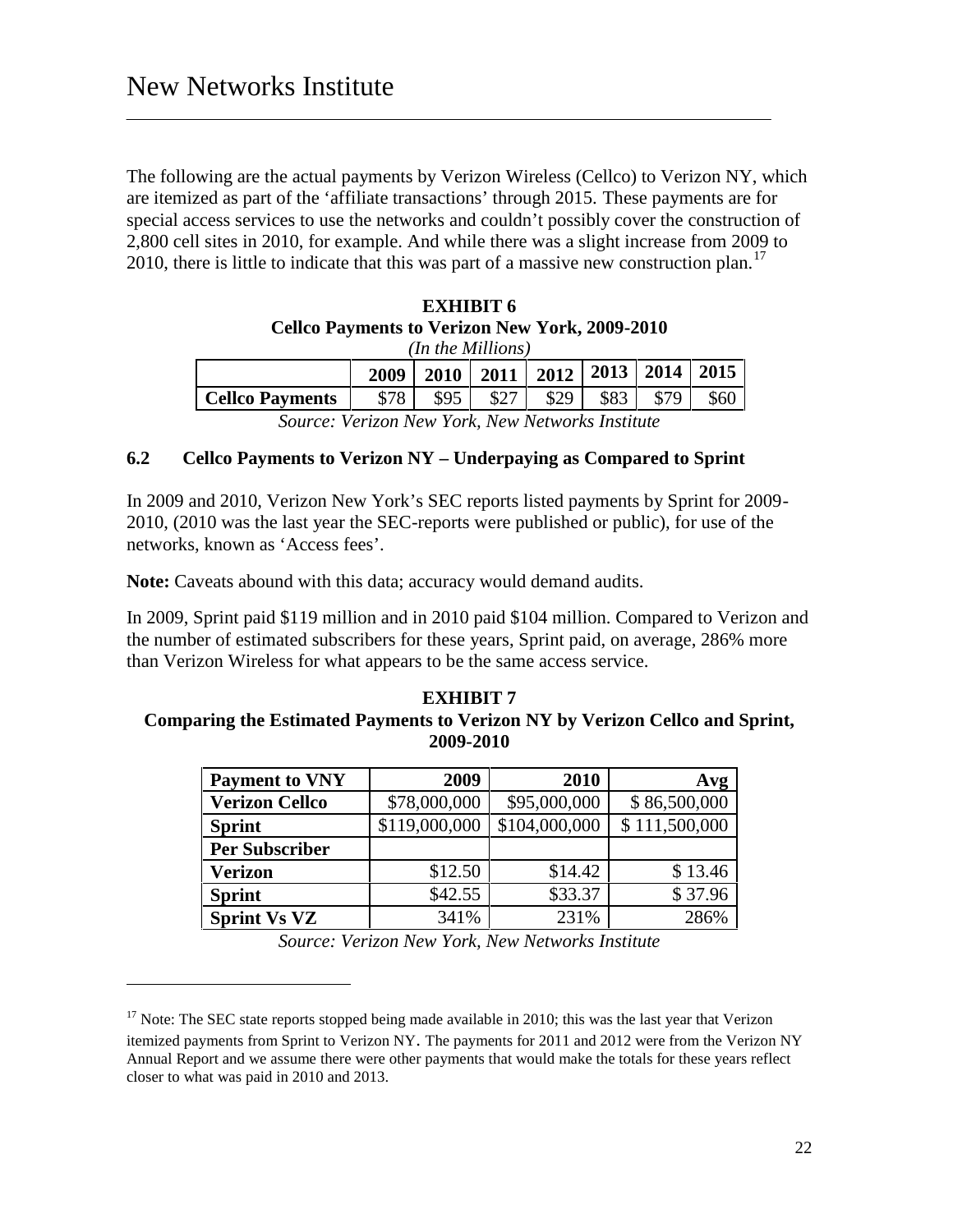The following are the actual payments by Verizon Wireless (Cellco) to Verizon NY, which are itemized as part of the 'affiliate transactions' through 2015. These payments are for special access services to use the networks and couldn't possibly cover the construction of 2,800 cell sites in 2010, for example. And while there was a slight increase from 2009 to 2010, there is little to indicate that this was part of a massive new construction plan.[17]

**EXHIBIT 6**
**Cellco Payments to Verizon New York, 2009-2010**
*(In the Millions)*

| | 2009 | 2010 | 2011 | 2012 | 2013 | 2014 | 2015 |
|---|---|---|---|---|---|---|---|
| **Cellco Payments** | $78 | $95 | $27 | $29 | $83 | $79 | $60 |

*Source: Verizon New York, New Networks Institute*

### 6.2 Cellco Payments to Verizon NY – Underpaying as Compared to Sprint

In 2009 and 2010, Verizon New York's SEC reports listed payments by Sprint for 2009-2010, (2010 was the last year the SEC-reports were published or public), for use of the networks, known as 'Access fees'.

**Note:** Caveats abound with this data; accuracy would demand audits.

In 2009, Sprint paid $119 million and in 2010 paid $104 million. Compared to Verizon and the number of estimated subscribers for these years, Sprint paid, on average, 286% more than Verizon Wireless for what appears to be the same access service.

**EXHIBIT 7**
**Comparing the Estimated Payments to Verizon NY by Verizon Cellco and Sprint, 2009-2010**

| Payment to VNY | 2009 | 2010 | Avg |
|---|---|---|---|
| **Verizon Cellco** | $78,000,000 | $95,000,000 | $ 86,500,000 |
| **Sprint** | $119,000,000 | $104,000,000 | $ 111,500,000 |
| **Per Subscriber** | | | |
| **Verizon** | $12.50 | $14.42 | $ 13.46 |
| **Sprint** | $42.55 | $33.37 | $ 37.96 |
| **Sprint Vs VZ** | 341% | 231% | 286% |

*Source: Verizon New York, New Networks Institute*

[17] Note: The SEC state reports stopped being made available in 2010; this was the last year that Verizon itemized payments from Sprint to Verizon NY. The payments for 2011 and 2012 were from the Verizon NY Annual Report and we assume there were other payments that would make the totals for these years reflect closer to what was paid in 2010 and 2013.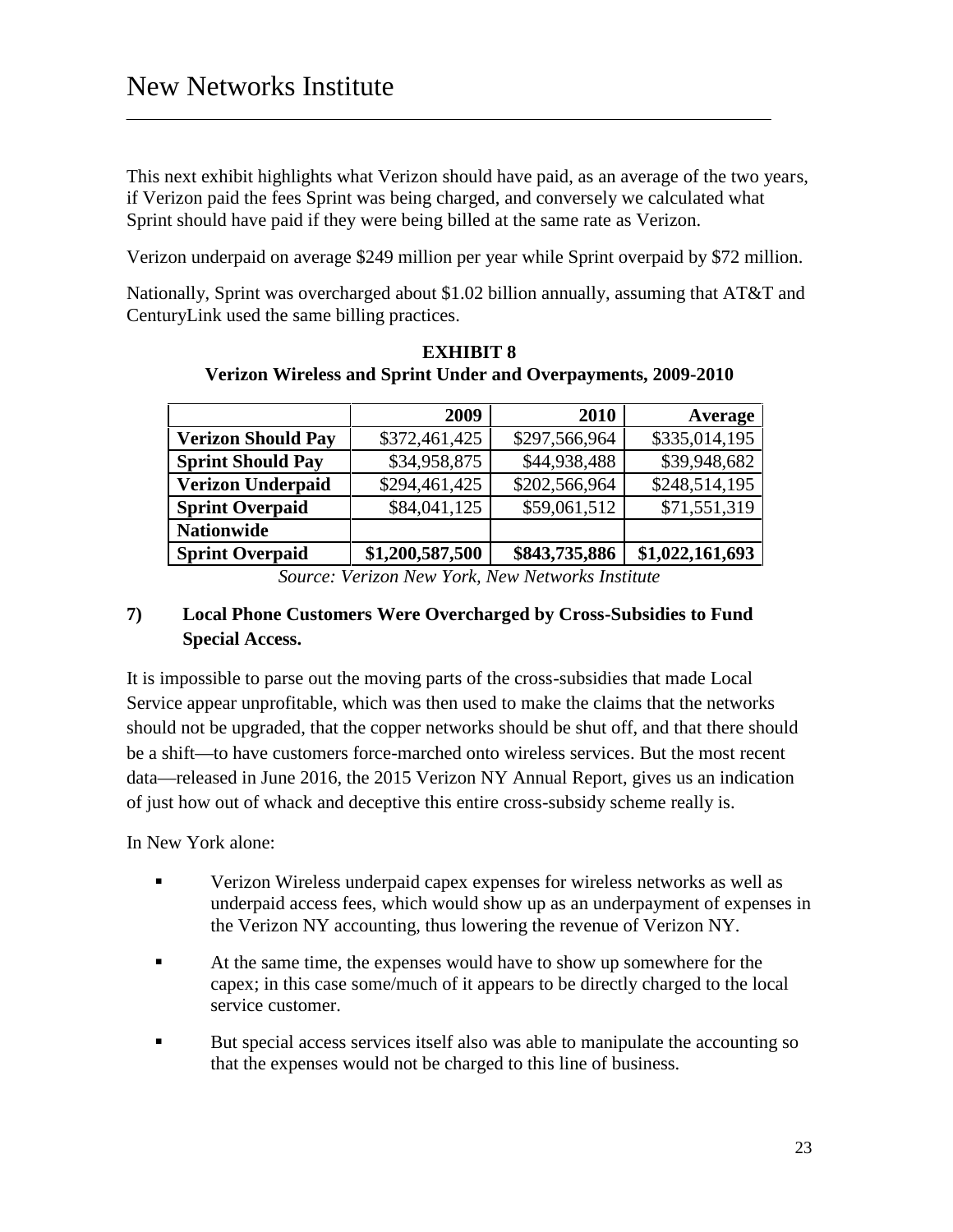This next exhibit highlights what Verizon should have paid, as an average of the two years, if Verizon paid the fees Sprint was being charged, and conversely we calculated what Sprint should have paid if they were being billed at the same rate as Verizon.

Verizon underpaid on average $249 million per year while Sprint overpaid by $72 million.

Nationally, Sprint was overcharged about $1.02 billion annually, assuming that AT&T and CenturyLink used the same billing practices.

**EXHIBIT 8**
**Verizon Wireless and Sprint Under and Overpayments, 2009-2010**

| | 2009 | 2010 | Average |
|---|---|---|---|
| **Verizon Should Pay** | $372,461,425 | $297,566,964 | $335,014,195 |
| **Sprint Should Pay** | $34,958,875 | $44,938,488 | $39,948,682 |
| **Verizon Underpaid** | $294,461,425 | $202,566,964 | $248,514,195 |
| **Sprint Overpaid** | $84,041,125 | $59,061,512 | $71,551,319 |
| **Nationwide** | | | |
| **Sprint Overpaid** | **$1,200,587,500** | **$843,735,886** | **$1,022,161,693** |

*Source: Verizon New York, New Networks Institute*

### 7) Local Phone Customers Were Overcharged by Cross-Subsidies to Fund Special Access.

It is impossible to parse out the moving parts of the cross-subsidies that made Local Service appear unprofitable, which was then used to make the claims that the networks should not be upgraded, that the copper networks should be shut off, and that there should be a shift—to have customers force-marched onto wireless services. But the most recent data—released in June 2016, the 2015 Verizon NY Annual Report, gives us an indication of just how out of whack and deceptive this entire cross-subsidy scheme really is.

In New York alone:

- Verizon Wireless underpaid capex expenses for wireless networks as well as underpaid access fees, which would show up as an underpayment of expenses in the Verizon NY accounting, thus lowering the revenue of Verizon NY.
- At the same time, the expenses would have to show up somewhere for the capex; in this case some/much of it appears to be directly charged to the local service customer.
- But special access services itself also was able to manipulate the accounting so that the expenses would not be charged to this line of business.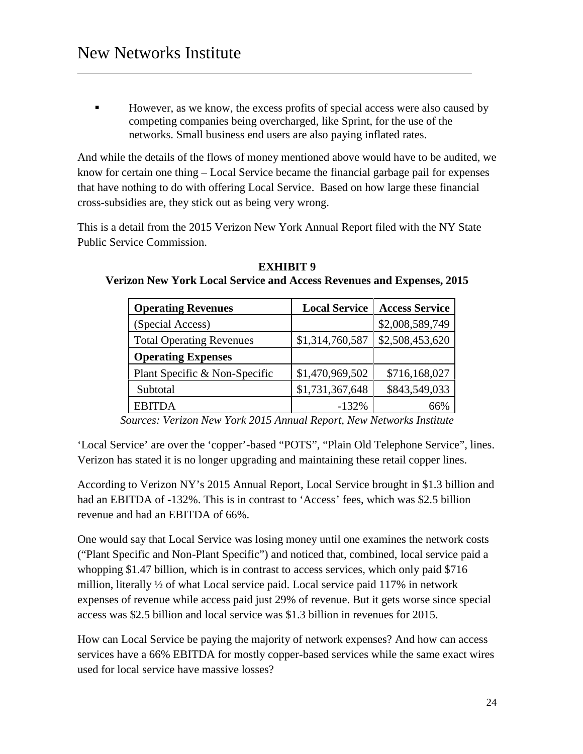- However, as we know, the excess profits of special access were also caused by competing companies being overcharged, like Sprint, for the use of the networks. Small business end users are also paying inflated rates.

And while the details of the flows of money mentioned above would have to be audited, we know for certain one thing – Local Service became the financial garbage pail for expenses that have nothing to do with offering Local Service. Based on how large these financial cross-subsidies are, they stick out as being very wrong.

This is a detail from the 2015 Verizon New York Annual Report filed with the NY State Public Service Commission.

**EXHIBIT 9**
**Verizon New York Local Service and Access Revenues and Expenses, 2015**

| **Operating Revenues** | **Local Service** | **Access Service** |
|---|---|---|
| (Special Access) | | $2,008,589,749 |
| Total Operating Revenues | $1,314,760,587 | $2,508,453,620 |
| **Operating Expenses** | | |
| Plant Specific & Non-Specific | $1,470,969,502 | $716,168,027 |
| Subtotal | $1,731,367,648 | $843,549,033 |
| EBITDA | -132% | 66% |

*Sources: Verizon New York 2015 Annual Report, New Networks Institute*

'Local Service' are over the 'copper'-based "POTS", "Plain Old Telephone Service", lines. Verizon has stated it is no longer upgrading and maintaining these retail copper lines.

According to Verizon NY's 2015 Annual Report, Local Service brought in $1.3 billion and had an EBITDA of -132%. This is in contrast to 'Access' fees, which was $2.5 billion revenue and had an EBITDA of 66%.

One would say that Local Service was losing money until one examines the network costs ("Plant Specific and Non-Plant Specific") and noticed that, combined, local service paid a whopping $1.47 billion, which is in contrast to access services, which only paid $716 million, literally ½ of what Local service paid. Local service paid 117% in network expenses of revenue while access paid just 29% of revenue. But it gets worse since special access was $2.5 billion and local service was $1.3 billion in revenues for 2015.

How can Local Service be paying the majority of network expenses? And how can access services have a 66% EBITDA for mostly copper-based services while the same exact wires used for local service have massive losses?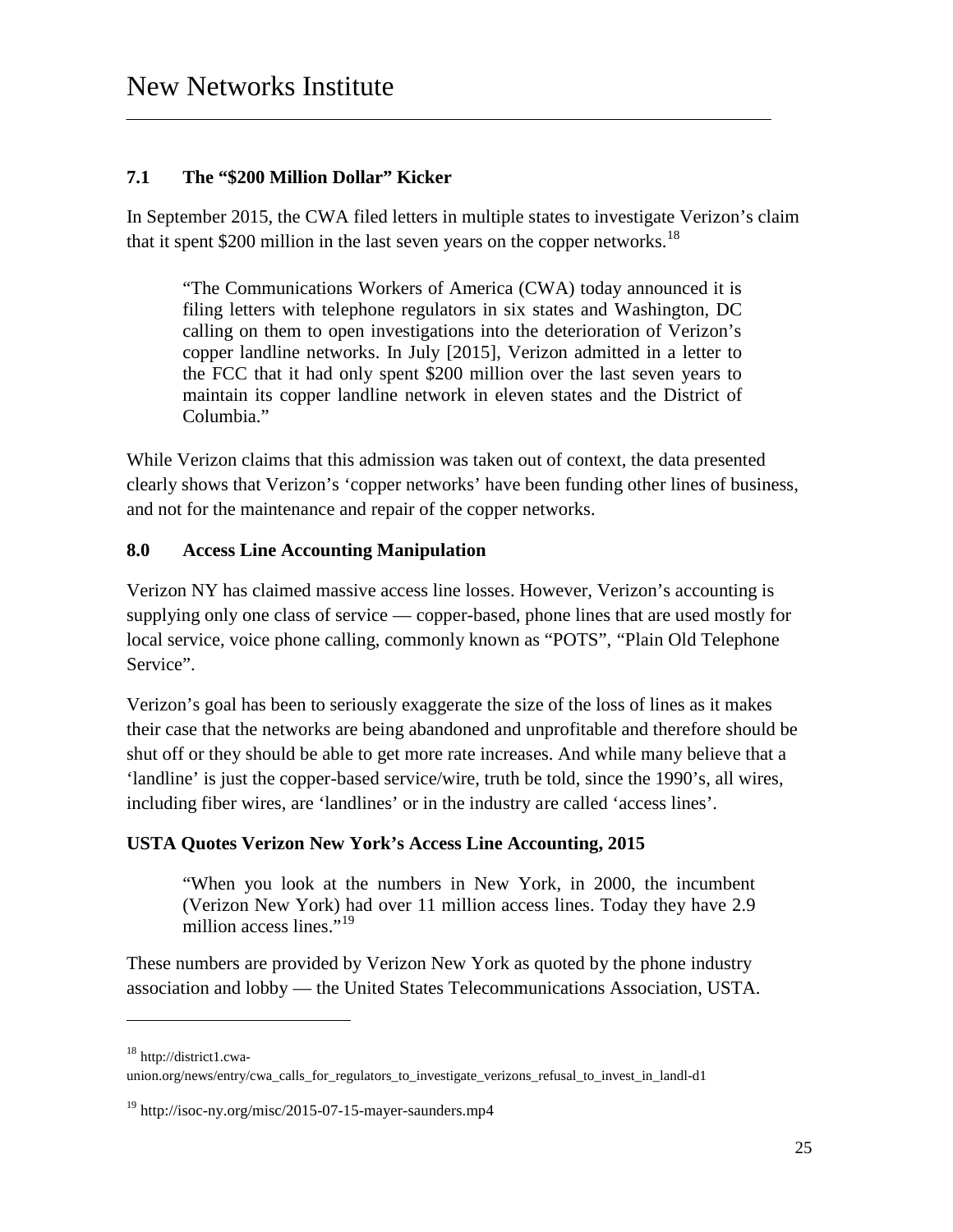### 7.1 The "$200 Million Dollar" Kicker

In September 2015, the CWA filed letters in multiple states to investigate Verizon's claim that it spent $200 million in the last seven years on the copper networks.[18]

> "The Communications Workers of America (CWA) today announced it is filing letters with telephone regulators in six states and Washington, DC calling on them to open investigations into the deterioration of Verizon's copper landline networks. In July [2015], Verizon admitted in a letter to the FCC that it had only spent $200 million over the last seven years to maintain its copper landline network in eleven states and the District of Columbia."

While Verizon claims that this admission was taken out of context, the data presented clearly shows that Verizon's 'copper networks' have been funding other lines of business, and not for the maintenance and repair of the copper networks.

### 8.0 Access Line Accounting Manipulation

Verizon NY has claimed massive access line losses. However, Verizon's accounting is supplying only one class of service — copper-based, phone lines that are used mostly for local service, voice phone calling, commonly known as "POTS", "Plain Old Telephone Service".

Verizon's goal has been to seriously exaggerate the size of the loss of lines as it makes their case that the networks are being abandoned and unprofitable and therefore should be shut off or they should be able to get more rate increases. And while many believe that a 'landline' is just the copper-based service/wire, truth be told, since the 1990's, all wires, including fiber wires, are 'landlines' or in the industry are called 'access lines'.

**USTA Quotes Verizon New York's Access Line Accounting, 2015**

> "When you look at the numbers in New York, in 2000, the incumbent (Verizon New York) had over 11 million access lines. Today they have 2.9 million access lines."[19]

These numbers are provided by Verizon New York as quoted by the phone industry association and lobby — the United States Telecommunications Association, USTA.

---

[18] http://district1.cwa-union.org/news/entry/cwa_calls_for_regulators_to_investigate_verizons_refusal_to_invest_in_landl-d1

[19] http://isoc-ny.org/misc/2015-07-15-mayer-saunders.mp4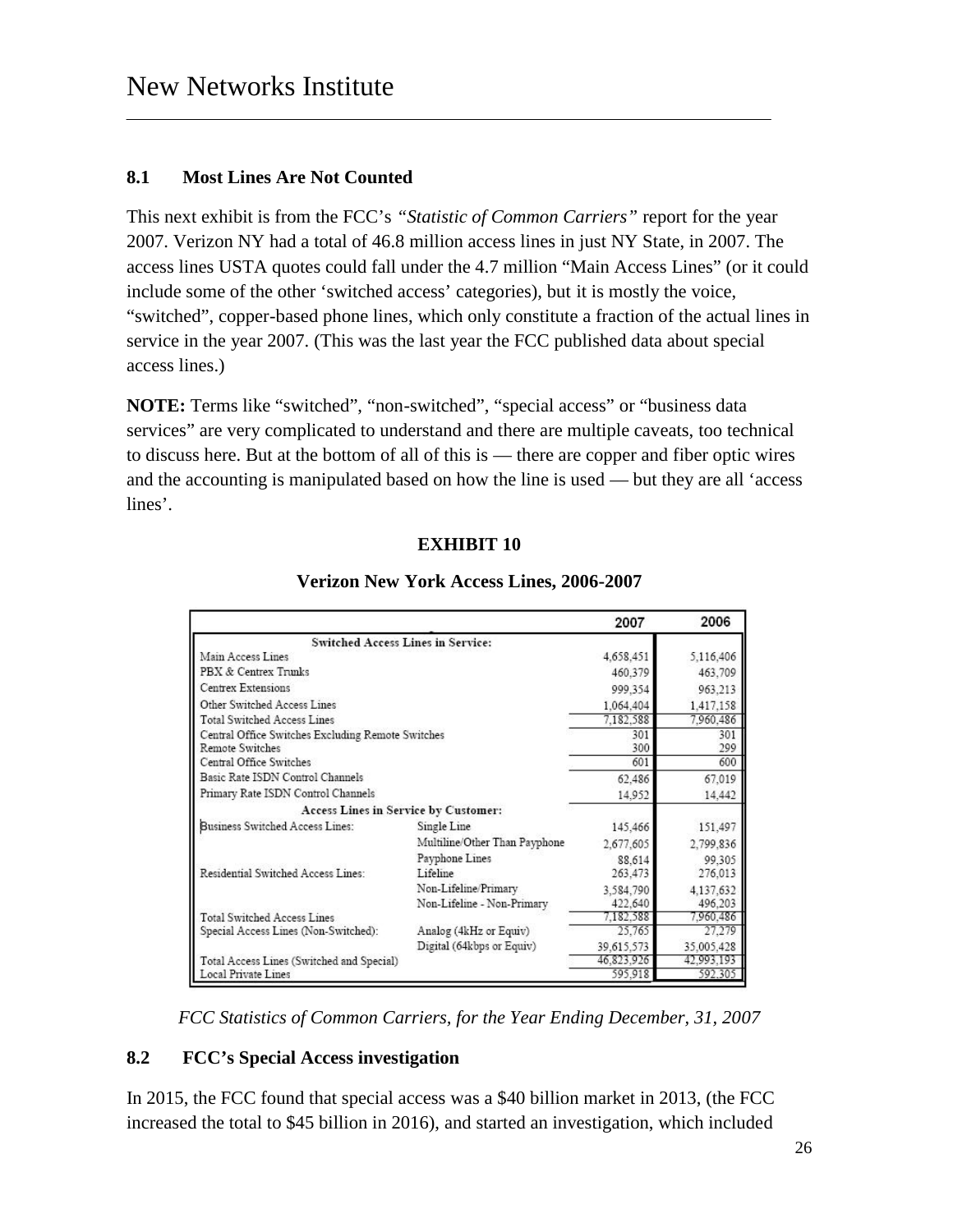### 8.1 Most Lines Are Not Counted

This next exhibit is from the FCC's *"Statistic of Common Carriers"* report for the year 2007. Verizon NY had a total of 46.8 million access lines in just NY State, in 2007. The access lines USTA quotes could fall under the 4.7 million "Main Access Lines" (or it could include some of the other 'switched access' categories), but it is mostly the voice, "switched", copper-based phone lines, which only constitute a fraction of the actual lines in service in the year 2007. (This was the last year the FCC published data about special access lines.)

**NOTE:** Terms like "switched", "non-switched", "special access" or "business data services" are very complicated to understand and there are multiple caveats, too technical to discuss here. But at the bottom of all of this is — there are copper and fiber optic wires and the accounting is manipulated based on how the line is used — but they are all 'access lines'.

**EXHIBIT 10**

**Verizon New York Access Lines, 2006-2007**

| | | 2007 | 2006 |
|---|---|---|---|
| **Switched Access Lines in Service:** | | | |
| Main Access Lines | | 4,658,451 | 5,116,406 |
| PBX & Centrex Trunks | | 460,379 | 463,709 |
| Centrex Extensions | | 999,354 | 963,213 |
| Other Switched Access Lines | | 1,064,404 | 1,417,158 |
| Total Switched Access Lines | | 7,182,588 | 7,960,486 |
| Central Office Switches Excluding Remote Switches | | 301 | 301 |
| Remote Switches | | 300 | 299 |
| Central Office Switches | | 601 | 600 |
| Basic Rate ISDN Control Channels | | 62,486 | 67,019 |
| Primary Rate ISDN Control Channels | | 14,952 | 14,442 |
| **Access Lines in Service by Customer:** | | | |
| Business Switched Access Lines: | Single Line | 145,466 | 151,497 |
| | Multiline/Other Than Payphone | 2,677,605 | 2,799,836 |
| | Payphone Lines | 88,614 | 99,305 |
| Residential Switched Access Lines: | Lifeline | 263,473 | 276,013 |
| | Non-Lifeline/Primary | 3,584,790 | 4,137,632 |
| | Non-Lifeline - Non-Primary | 422,640 | 496,203 |
| Total Switched Access Lines | | 7,182,588 | 7,960,486 |
| Special Access Lines (Non-Switched): | Analog (4kHz or Equiv) | 25,765 | 27,279 |
| | Digital (64kbps or Equiv) | 39,615,573 | 35,005,428 |
| Total Access Lines (Switched and Special) | | 46,823,926 | 42,993,193 |
| Local Private Lines | | 595,918 | 592,305 |

*FCC Statistics of Common Carriers, for the Year Ending December, 31, 2007*

### 8.2 FCC's Special Access investigation

In 2015, the FCC found that special access was a $40 billion market in 2013, (the FCC increased the total to $45 billion in 2016), and started an investigation, which included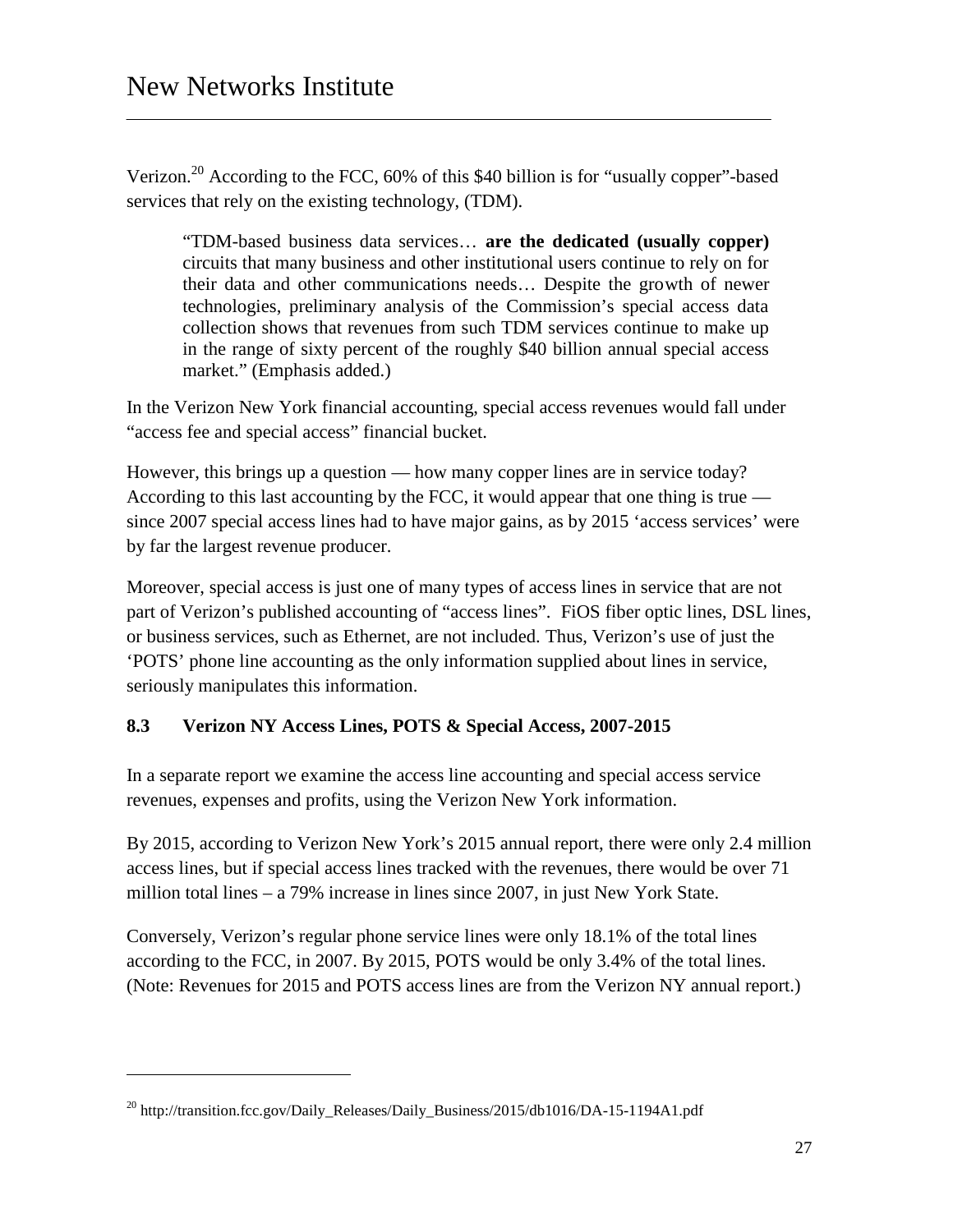Verizon.[20] According to the FCC, 60% of this $40 billion is for "usually copper"-based services that rely on the existing technology, (TDM).

> "TDM-based business data services… **are the dedicated (usually copper)** circuits that many business and other institutional users continue to rely on for their data and other communications needs… Despite the growth of newer technologies, preliminary analysis of the Commission's special access data collection shows that revenues from such TDM services continue to make up in the range of sixty percent of the roughly $40 billion annual special access market." (Emphasis added.)

In the Verizon New York financial accounting, special access revenues would fall under "access fee and special access" financial bucket.

However, this brings up a question — how many copper lines are in service today? According to this last accounting by the FCC, it would appear that one thing is true — since 2007 special access lines had to have major gains, as by 2015 'access services' were by far the largest revenue producer.

Moreover, special access is just one of many types of access lines in service that are not part of Verizon's published accounting of "access lines". FiOS fiber optic lines, DSL lines, or business services, such as Ethernet, are not included. Thus, Verizon's use of just the 'POTS' phone line accounting as the only information supplied about lines in service, seriously manipulates this information.

### 8.3 Verizon NY Access Lines, POTS & Special Access, 2007-2015

In a separate report we examine the access line accounting and special access service revenues, expenses and profits, using the Verizon New York information.

By 2015, according to Verizon New York's 2015 annual report, there were only 2.4 million access lines, but if special access lines tracked with the revenues, there would be over 71 million total lines – a 79% increase in lines since 2007, in just New York State.

Conversely, Verizon's regular phone service lines were only 18.1% of the total lines according to the FCC, in 2007. By 2015, POTS would be only 3.4% of the total lines. (Note: Revenues for 2015 and POTS access lines are from the Verizon NY annual report.)

---

[20] http://transition.fcc.gov/Daily_Releases/Daily_Business/2015/db1016/DA-15-1194A1.pdf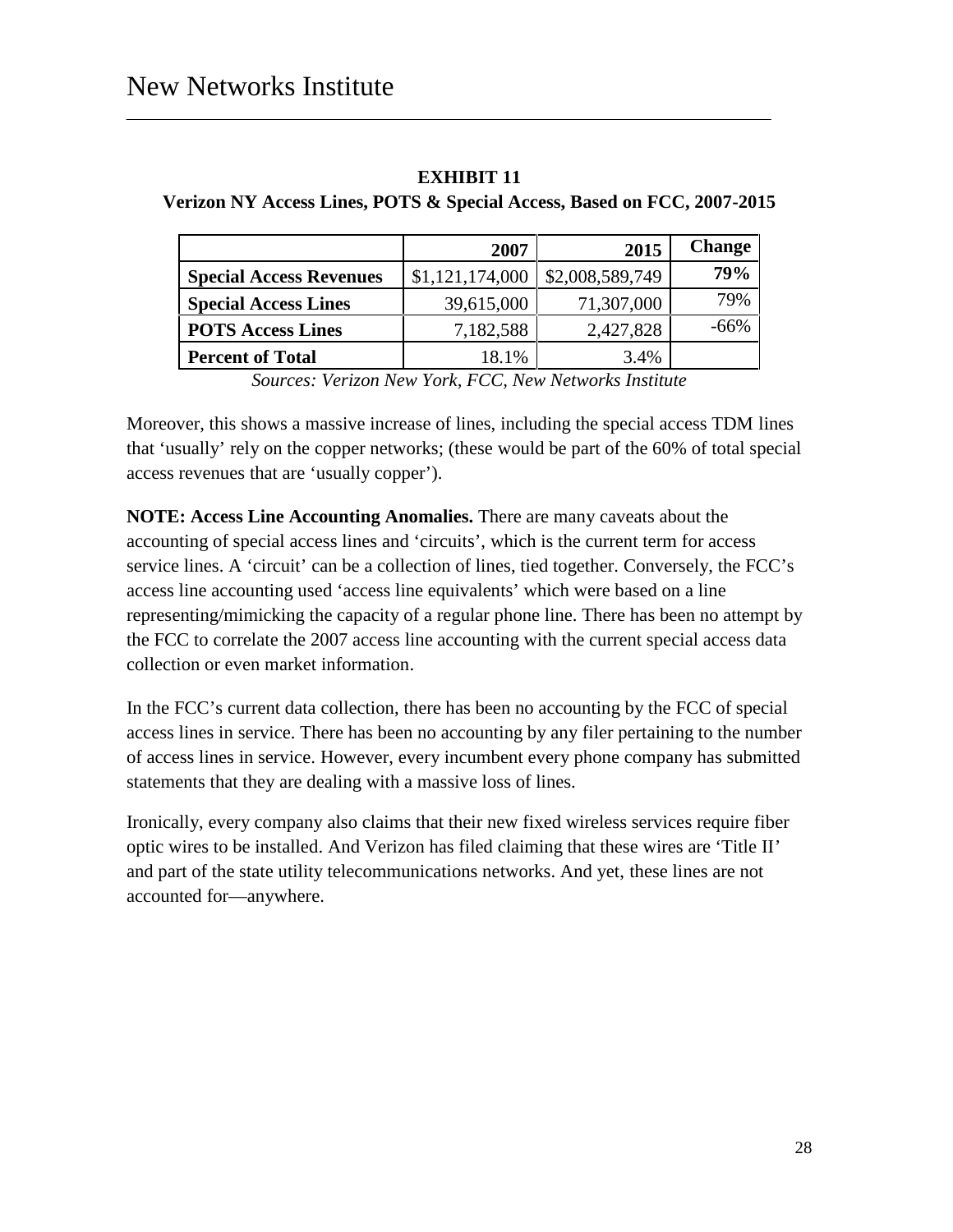**EXHIBIT 11**

**Verizon NY Access Lines, POTS & Special Access, Based on FCC, 2007-2015**

| | **2007** | **2015** | **Change** |
|---|---|---|---|
| **Special Access Revenues** | $1,121,174,000 | $2,008,589,749 | **79%** |
| **Special Access Lines** | 39,615,000 | 71,307,000 | 79% |
| **POTS Access Lines** | 7,182,588 | 2,427,828 | -66% |
| **Percent of Total** | 18.1% | 3.4% | |

*Sources: Verizon New York, FCC, New Networks Institute*

Moreover, this shows a massive increase of lines, including the special access TDM lines that 'usually' rely on the copper networks; (these would be part of the 60% of total special access revenues that are 'usually copper').

**NOTE: Access Line Accounting Anomalies.** There are many caveats about the accounting of special access lines and 'circuits', which is the current term for access service lines. A 'circuit' can be a collection of lines, tied together. Conversely, the FCC's access line accounting used 'access line equivalents' which were based on a line representing/mimicking the capacity of a regular phone line. There has been no attempt by the FCC to correlate the 2007 access line accounting with the current special access data collection or even market information.

In the FCC's current data collection, there has been no accounting by the FCC of special access lines in service. There has been no accounting by any filer pertaining to the number of access lines in service. However, every incumbent every phone company has submitted statements that they are dealing with a massive loss of lines.

Ironically, every company also claims that their new fixed wireless services require fiber optic wires to be installed. And Verizon has filed claiming that these wires are 'Title II' and part of the state utility telecommunications networks. And yet, these lines are not accounted for—anywhere.